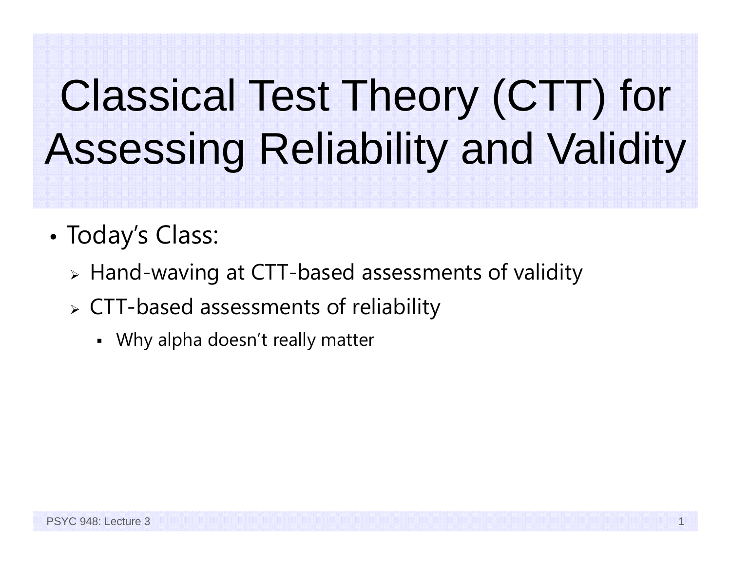# Classical Test Theory (CTT) for Assessing Reliability and Validity

- Today's Class:
  - Hand-waving at CTT-based assessments of validity
  - CTT-based assessments of reliability
    - Why alpha doesn't really matter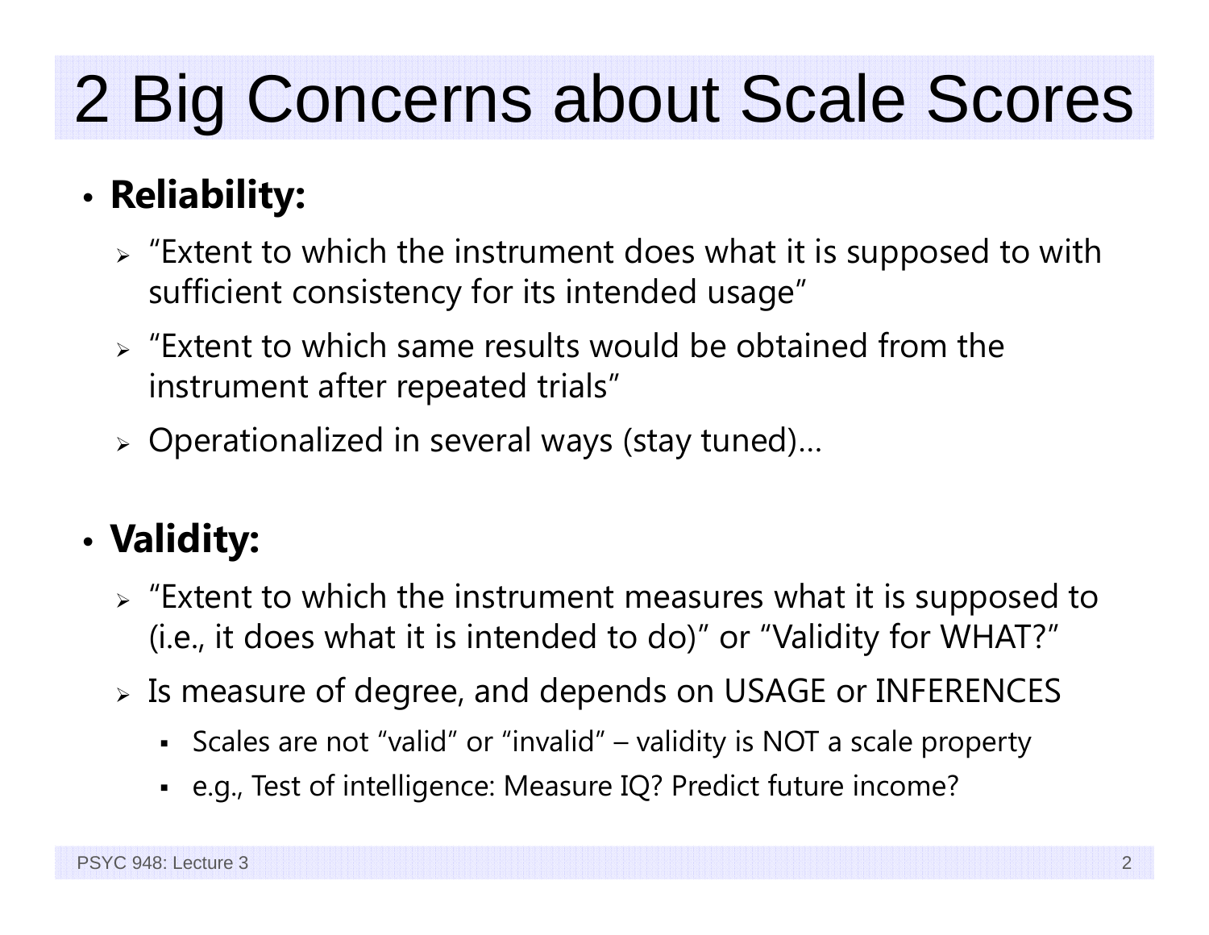# 2 Big Concerns about Scale Scores

- **Reliability:**
  - "Extent to which the instrument does what it is supposed to with sufficient consistency for its intended usage"
  - "Extent to which same results would be obtained from the instrument after repeated trials"
  - Operationalized in several ways (stay tuned)…

- **Validity:**
  - "Extent to which the instrument measures what it is supposed to (i.e., it does what it is intended to do)" or "Validity for WHAT?"
  - Is measure of degree, and depends on USAGE or INFERENCES
    - Scales are not "valid" or "invalid" – validity is NOT a scale property
    - e.g., Test of intelligence: Measure IQ? Predict future income?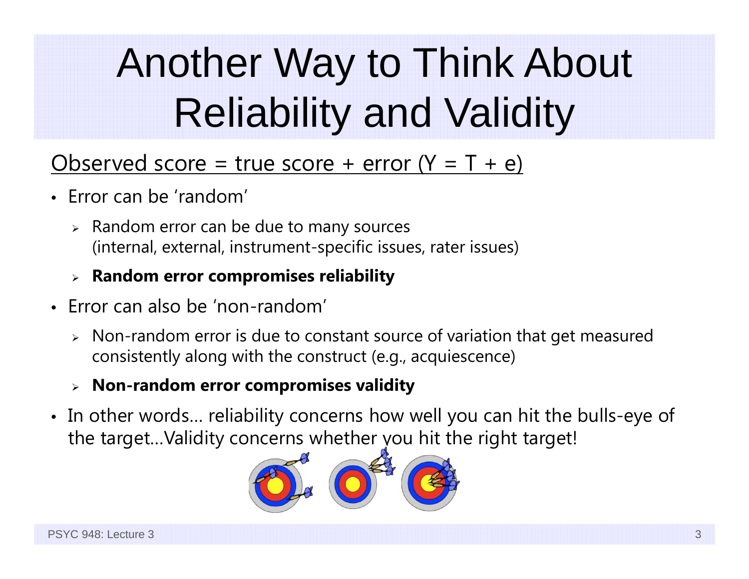# Another Way to Think About Reliability and Validity

<u>Observed score = true score + error ($Y = T + e$)</u>

- Error can be 'random'
  - Random error can be due to many sources (internal, external, instrument-specific issues, rater issues)
  - **Random error compromises reliability**
- Error can also be 'non-random'
  - Non-random error is due to constant source of variation that get measured consistently along with the construct (e.g., acquiescence)
  - **Non-random error compromises validity**
- In other words… reliability concerns how well you can hit the bulls-eye of the target…Validity concerns whether you hit the right target!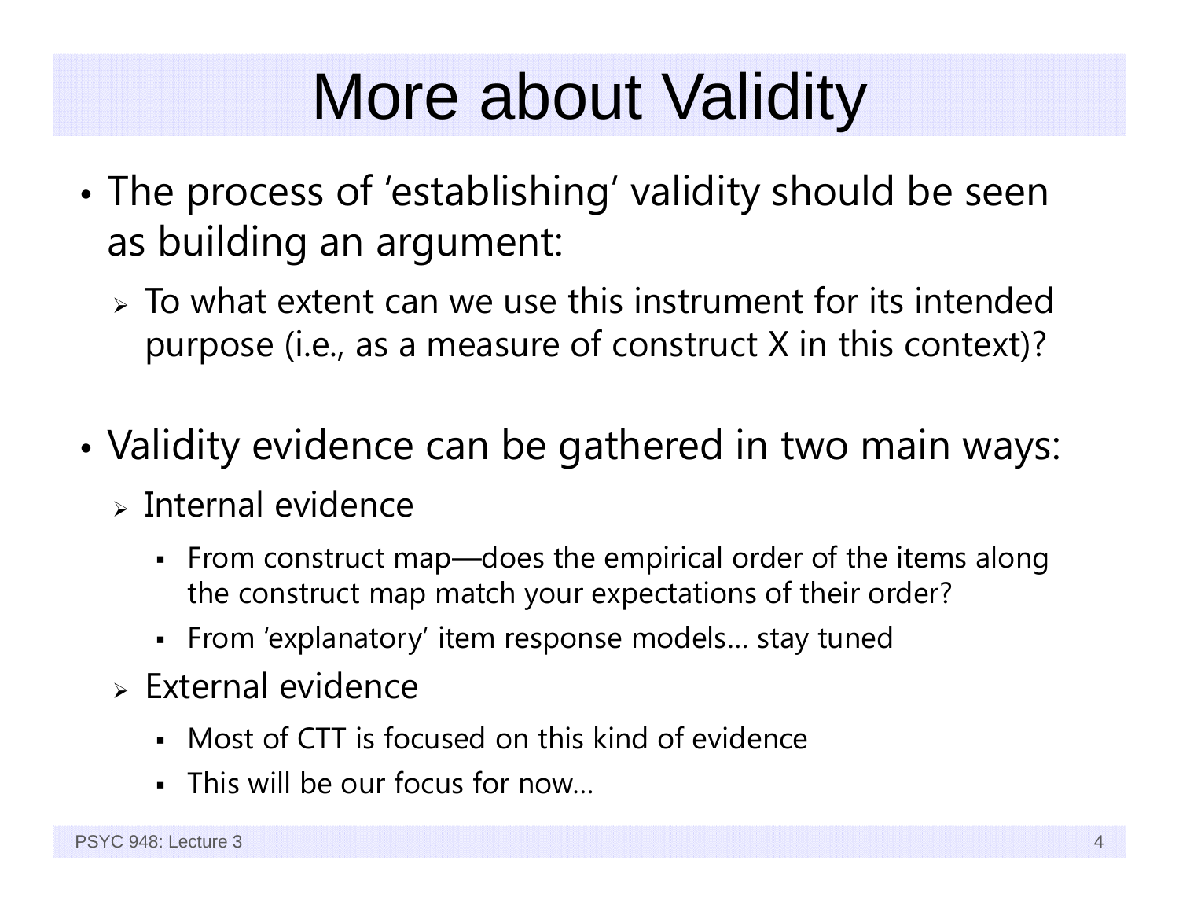# More about Validity

- The process of ‘establishing’ validity should be seen as building an argument:
  - To what extent can we use this instrument for its intended purpose (i.e., as a measure of construct X in this context)?

- Validity evidence can be gathered in two main ways:
  - Internal evidence
    - From construct map—does the empirical order of the items along the construct map match your expectations of their order?
    - From ‘explanatory’ item response models… stay tuned
  - External evidence
    - Most of CTT is focused on this kind of evidence
    - This will be our focus for now…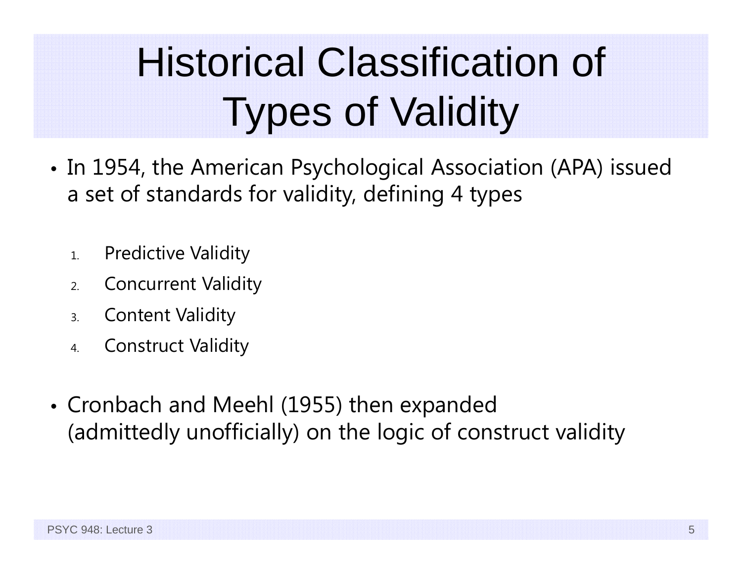# Historical Classification of Types of Validity

- In 1954, the American Psychological Association (APA) issued a set of standards for validity, defining 4 types

  1. Predictive Validity
  2. Concurrent Validity
  3. Content Validity
  4. Construct Validity

- Cronbach and Meehl (1955) then expanded (admittedly unofficially) on the logic of construct validity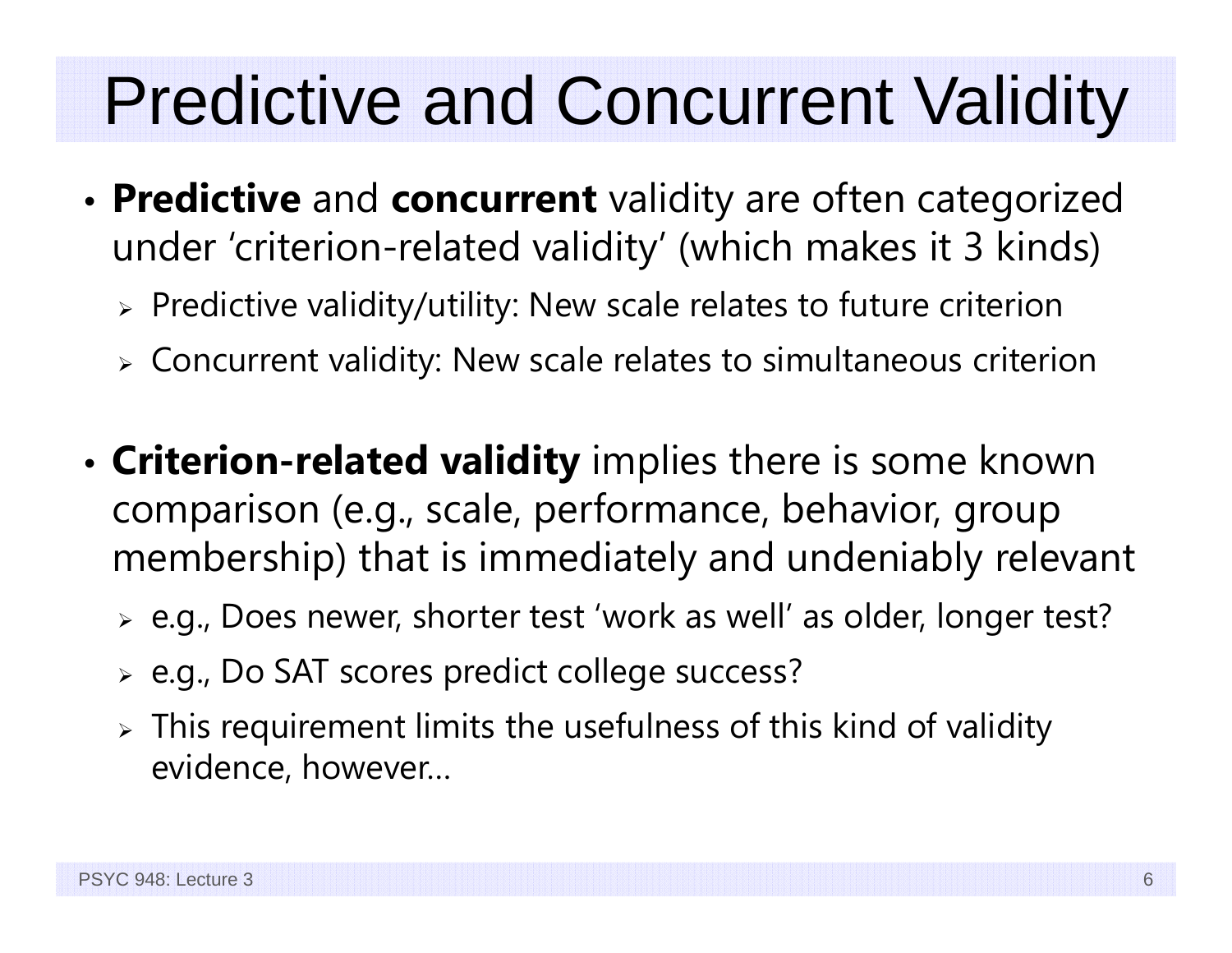# Predictive and Concurrent Validity

- **Predictive** and **concurrent** validity are often categorized under 'criterion-related validity' (which makes it 3 kinds)
  - Predictive validity/utility: New scale relates to future criterion
  - Concurrent validity: New scale relates to simultaneous criterion

- **Criterion-related validity** implies there is some known comparison (e.g., scale, performance, behavior, group membership) that is immediately and undeniably relevant
  - e.g., Does newer, shorter test 'work as well' as older, longer test?
  - e.g., Do SAT scores predict college success?
  - This requirement limits the usefulness of this kind of validity evidence, however…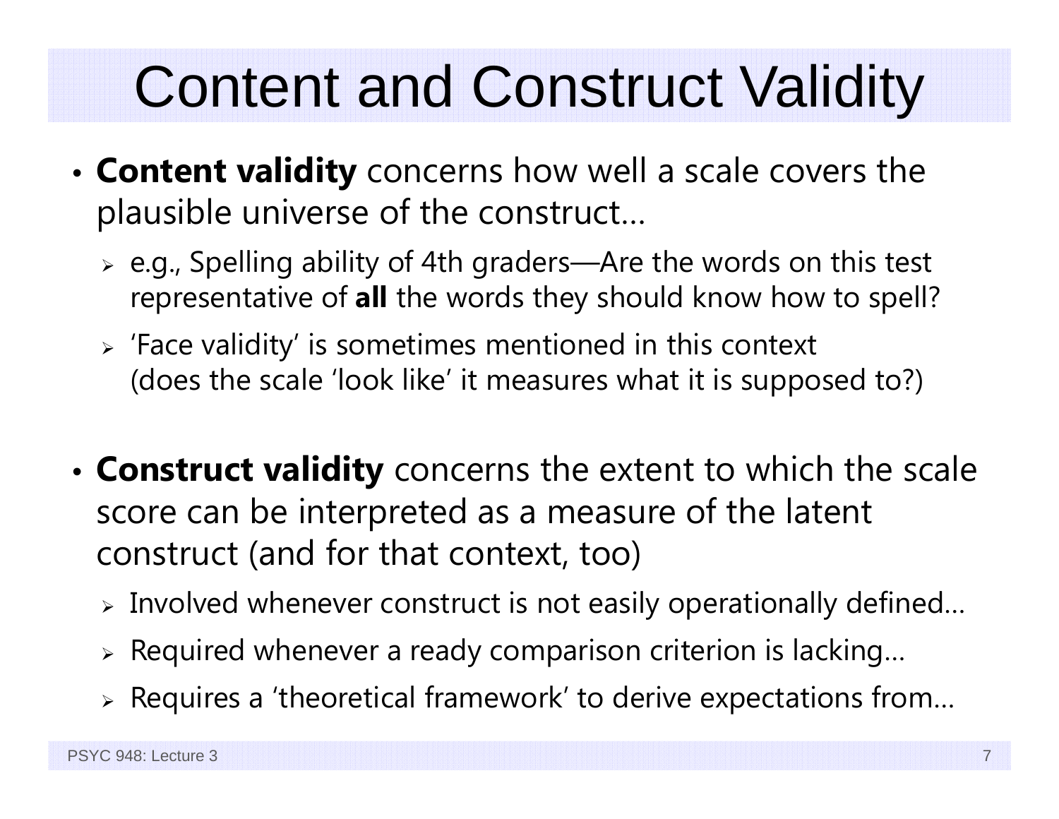# Content and Construct Validity

- **Content validity** concerns how well a scale covers the plausible universe of the construct…
  - e.g., Spelling ability of 4th graders—Are the words on this test representative of **all** the words they should know how to spell?
  - 'Face validity' is sometimes mentioned in this context (does the scale 'look like' it measures what it is supposed to?)

- **Construct validity** concerns the extent to which the scale score can be interpreted as a measure of the latent construct (and for that context, too)
  - Involved whenever construct is not easily operationally defined…
  - Required whenever a ready comparison criterion is lacking…
  - Requires a 'theoretical framework' to derive expectations from…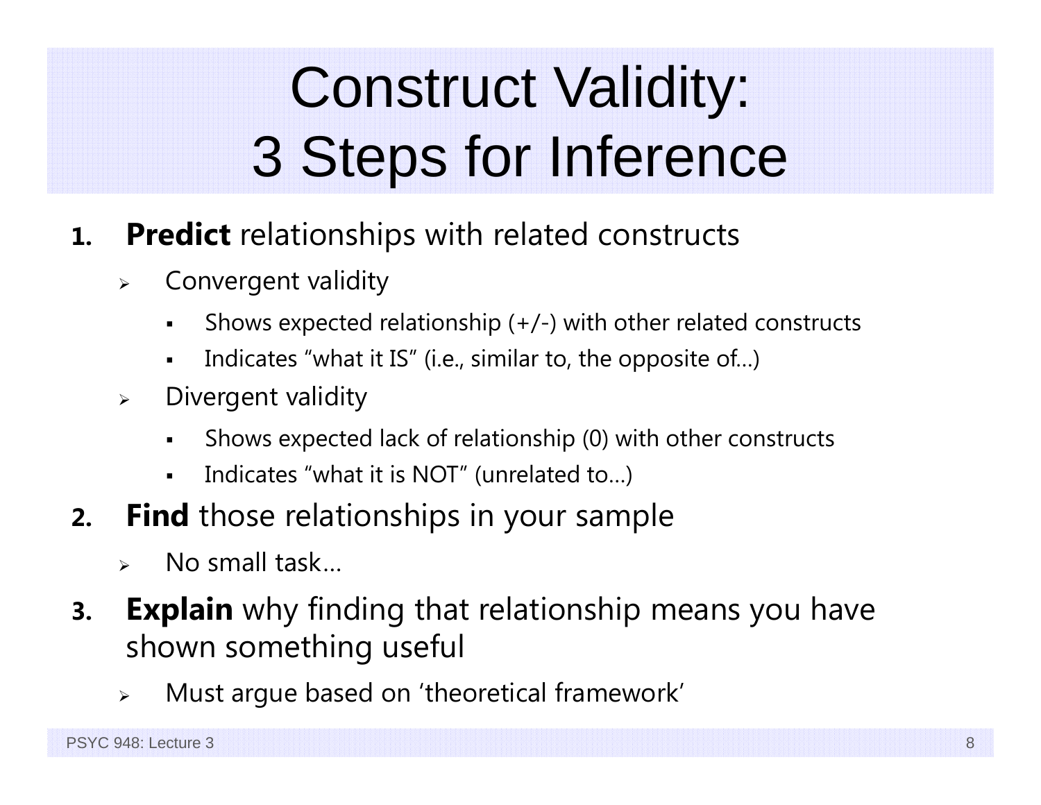# Construct Validity: 3 Steps for Inference

1. **Predict** relationships with related constructs
   - Convergent validity
     - Shows expected relationship (+/-) with other related constructs
     - Indicates "what it IS" (i.e., similar to, the opposite of…)
   - Divergent validity
     - Shows expected lack of relationship (0) with other constructs
     - Indicates "what it is NOT" (unrelated to…)
2. **Find** those relationships in your sample
   - No small task…
3. **Explain** why finding that relationship means you have shown something useful
   - Must argue based on 'theoretical framework'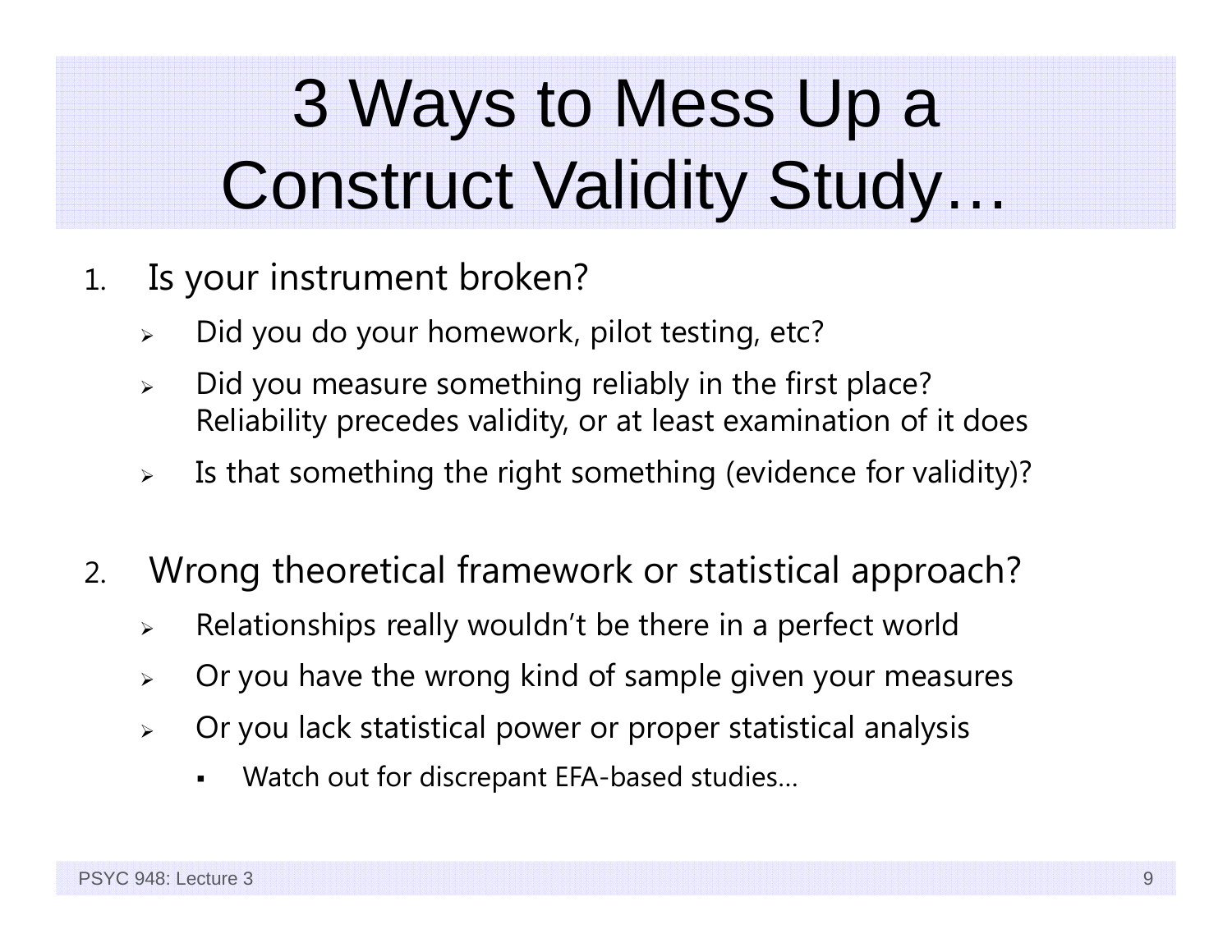# 3 Ways to Mess Up a Construct Validity Study…

1. Is your instrument broken?
   - Did you do your homework, pilot testing, etc?
   - Did you measure something reliably in the first place? Reliability precedes validity, or at least examination of it does
   - Is that something the right something (evidence for validity)?

2. Wrong theoretical framework or statistical approach?
   - Relationships really wouldn't be there in a perfect world
   - Or you have the wrong kind of sample given your measures
   - Or you lack statistical power or proper statistical analysis
     - Watch out for discrepant EFA-based studies…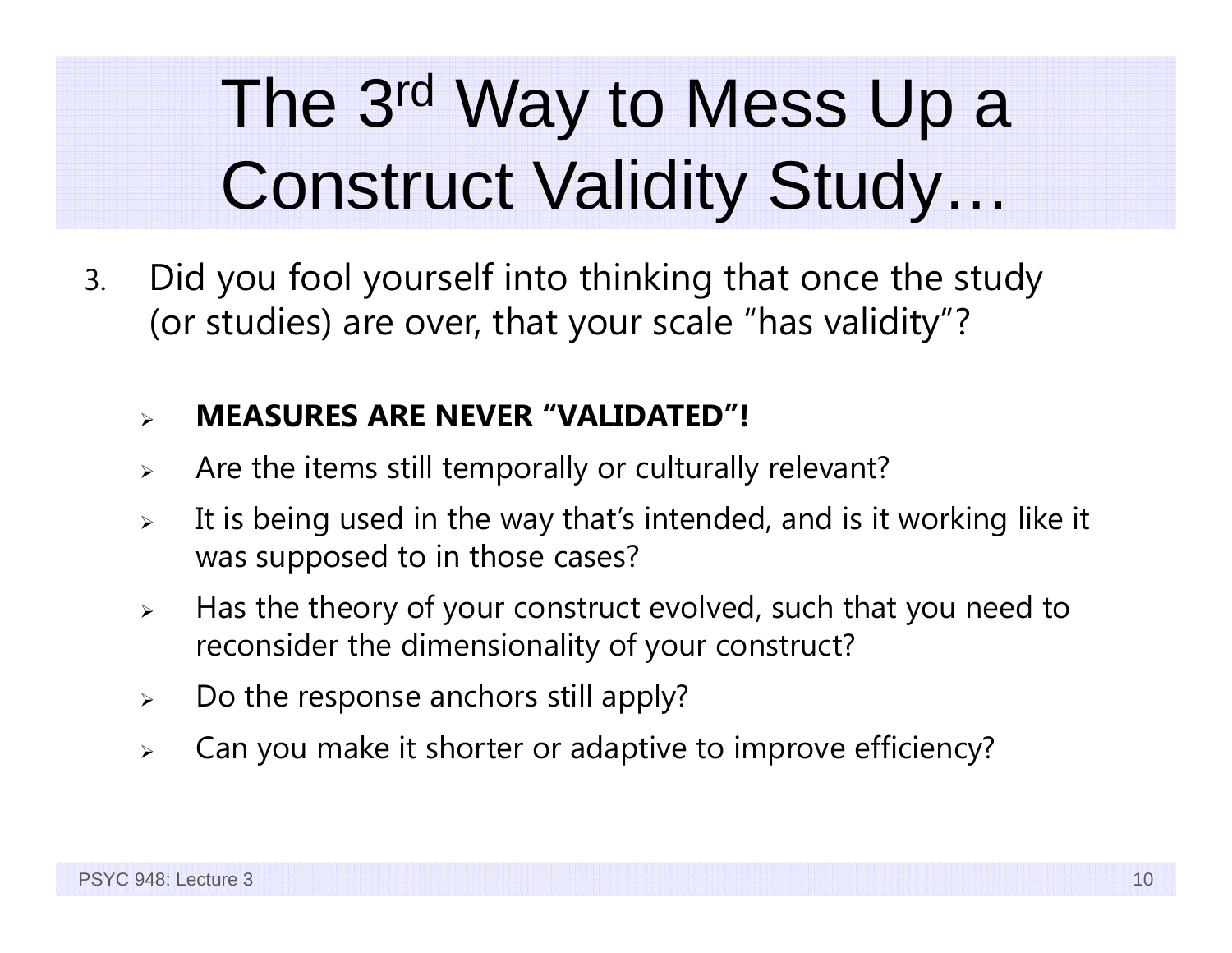# The 3rd Way to Mess Up a Construct Validity Study…

3. Did you fool yourself into thinking that once the study (or studies) are over, that your scale "has validity"?

   - **MEASURES ARE NEVER "VALIDATED"!**
   - Are the items still temporally or culturally relevant?
   - It is being used in the way that's intended, and is it working like it was supposed to in those cases?
   - Has the theory of your construct evolved, such that you need to reconsider the dimensionality of your construct?
   - Do the response anchors still apply?
   - Can you make it shorter or adaptive to improve efficiency?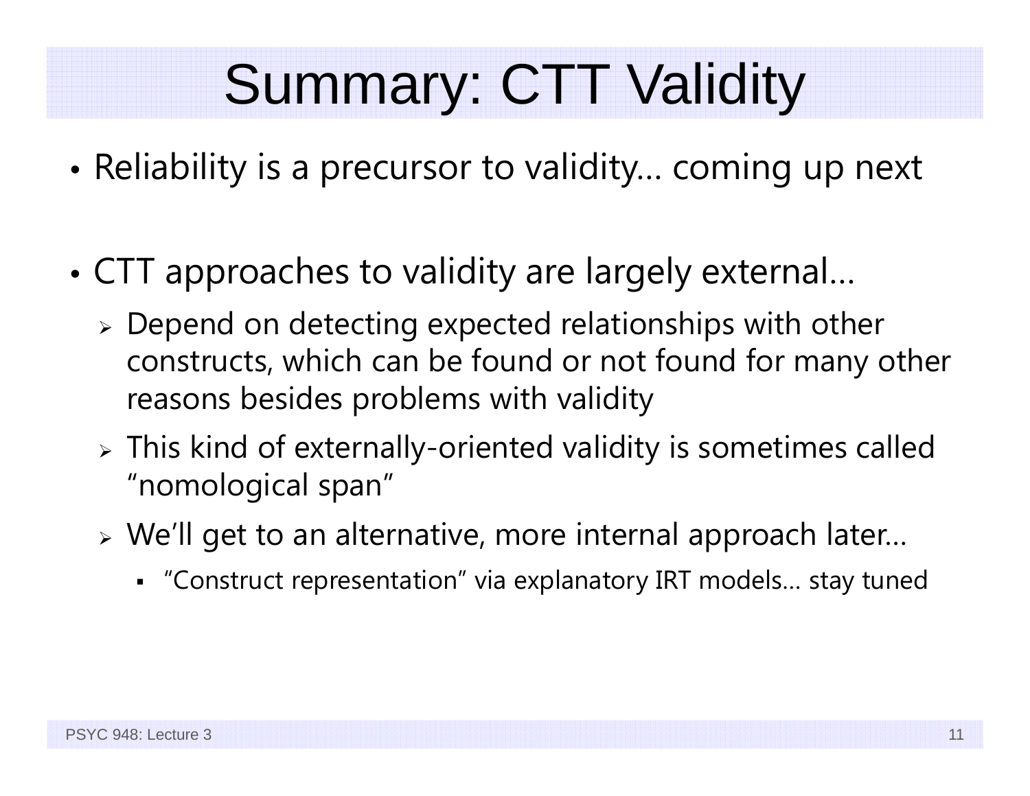# Summary: CTT Validity

- Reliability is a precursor to validity… coming up next
- CTT approaches to validity are largely external…
  - Depend on detecting expected relationships with other constructs, which can be found or not found for many other reasons besides problems with validity
  - This kind of externally-oriented validity is sometimes called "nomological span"
  - We'll get to an alternative, more internal approach later…
    - "Construct representation" via explanatory IRT models… stay tuned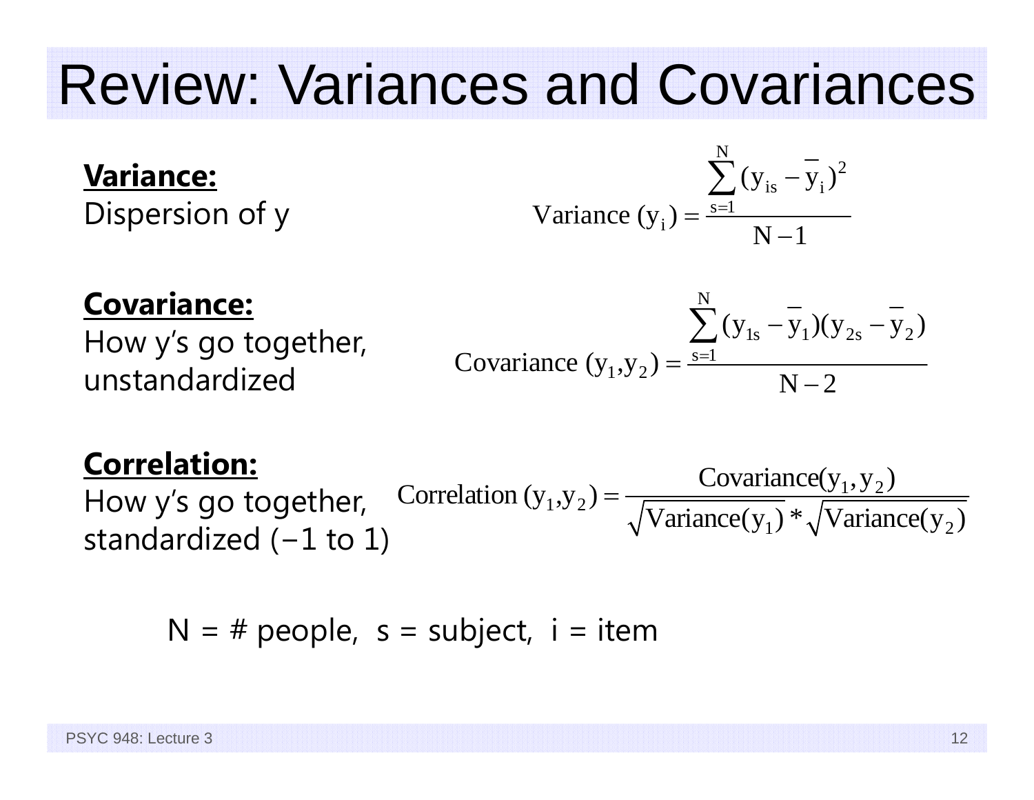# Review: Variances and Covariances

**Variance:**
Dispersion of y

$$\text{Variance}(y_i) = \frac{\sum_{s=1}^{N}(y_{is} - \bar{y}_i)^2}{N-1}$$

**Covariance:**
How y's go together, unstandardized

$$\text{Covariance}(y_1, y_2) = \frac{\sum_{s=1}^{N}(y_{1s} - \bar{y}_1)(y_{2s} - \bar{y}_2)}{N-2}$$

**Correlation:**
How y's go together, standardized (−1 to 1)

$$\text{Correlation}(y_1, y_2) = \frac{\text{Covariance}(y_1, y_2)}{\sqrt{\text{Variance}(y_1)} * \sqrt{\text{Variance}(y_2)}}$$

N = # people, s = subject, i = item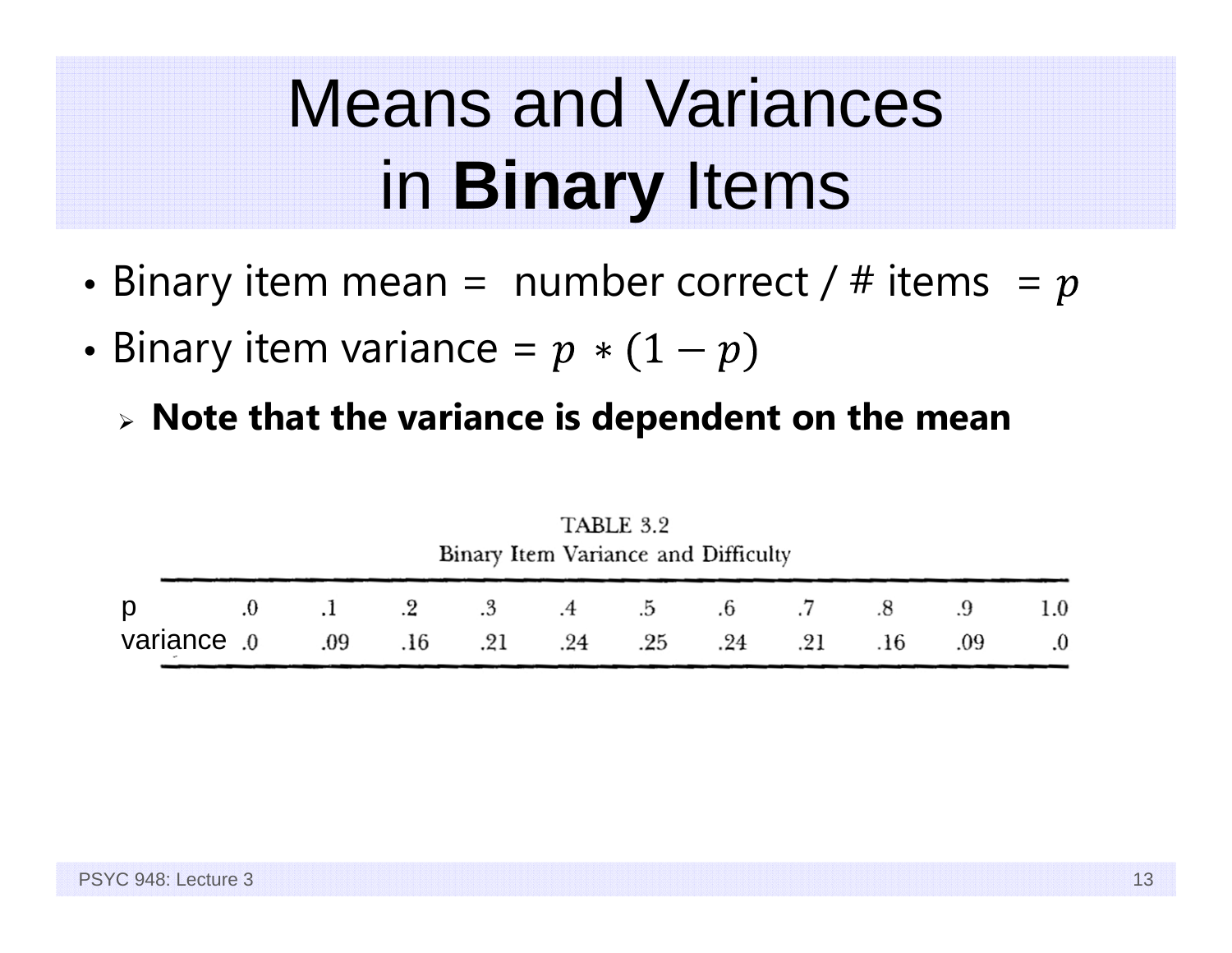# Means and Variances in **Binary** Items

- Binary item mean = number correct / # items = $p$
- Binary item variance = $p * (1 - p)$
  - **Note that the variance is dependent on the mean**

TABLE 3.2
Binary Item Variance and Difficulty

| p | .0 | .1 | .2 | .3 | .4 | .5 | .6 | .7 | .8 | .9 | 1.0 |
|---|---|---|---|---|---|---|---|---|---|---|---|
| variance | .0 | .09 | .16 | .21 | .24 | .25 | .24 | .21 | .16 | .09 | .0 |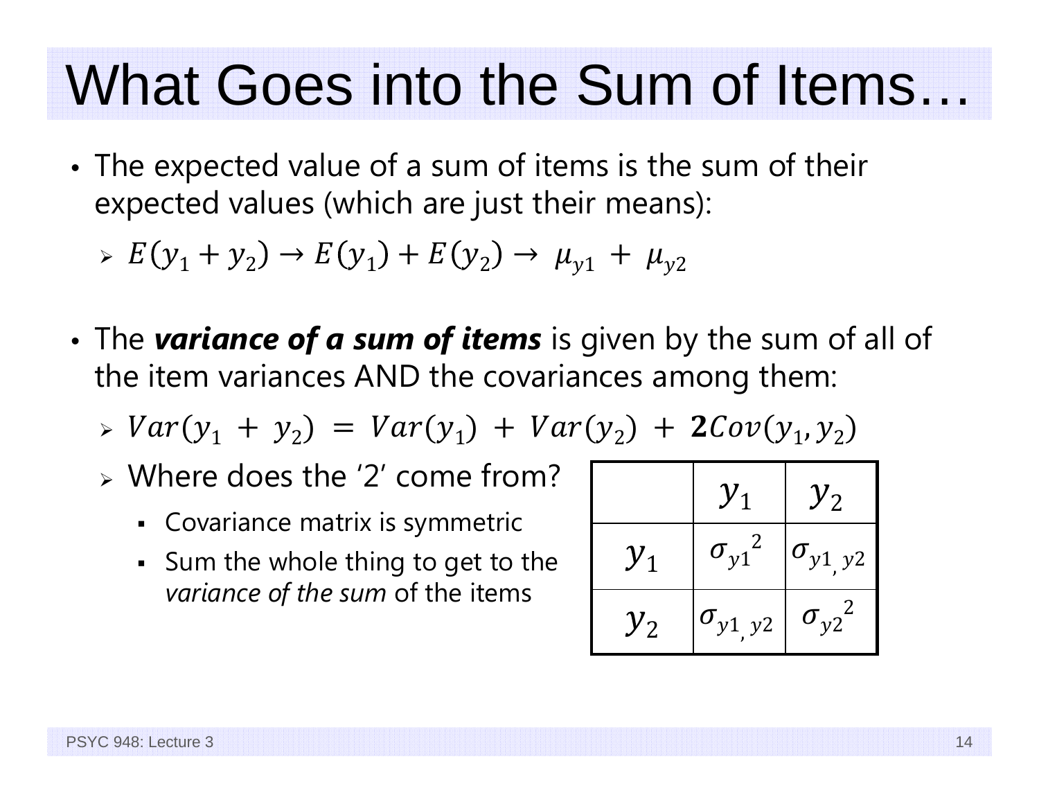# What Goes into the Sum of Items…

- The expected value of a sum of items is the sum of their expected values (which are just their means):
  - $E(y_1 + y_2) \rightarrow E(y_1) + E(y_2) \rightarrow \mu_{y1} + \mu_{y2}$

- The ***variance of a sum of items*** is given by the sum of all of the item variances AND the covariances among them:
  - $Var(y_1 + y_2) = Var(y_1) + Var(y_2) + \mathbf{2}Cov(y_1, y_2)$
  - Where does the '2' come from?
    - Covariance matrix is symmetric
    - Sum the whole thing to get to the *variance of the sum* of the items

| | $y_1$ | $y_2$ |
|---|---|---|
| $y_1$ | ${\sigma_{y1}}^2$ | $\sigma_{y1,y2}$ |
| $y_2$ | $\sigma_{y1,y2}$ | ${\sigma_{y2}}^2$ |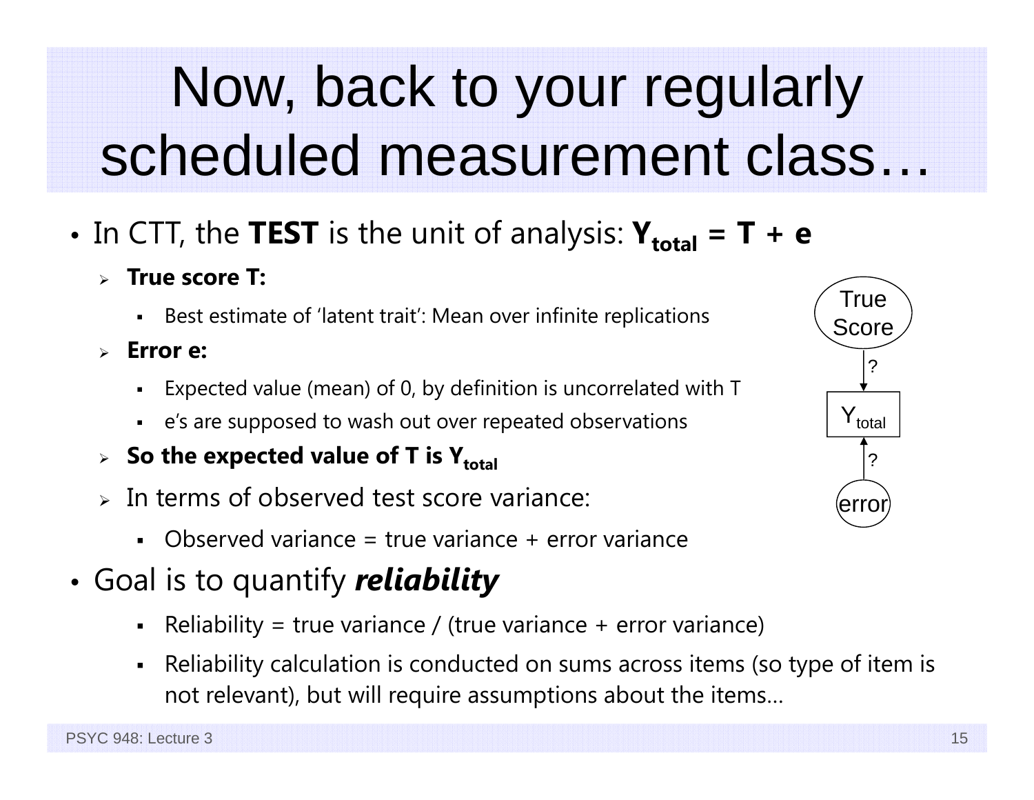# Now, back to your regularly scheduled measurement class…

- In CTT, the **TEST** is the unit of analysis: $\mathbf{Y_{total} = T + e}$
  - **True score T:**
    - Best estimate of 'latent trait': Mean over infinite replications
  - **Error e:**
    - Expected value (mean) of 0, by definition is uncorrelated with T
    - e's are supposed to wash out over repeated observations
  - **So the expected value of T is** $\mathbf{Y_{total}}$
  - In terms of observed test score variance:
    - Observed variance = true variance + error variance
- Goal is to quantify ***reliability***
  - Reliability = true variance / (true variance + error variance)
  - Reliability calculation is conducted on sums across items (so type of item is not relevant), but will require assumptions about the items…

True Score → ? → $Y_{total}$ ← ? ← error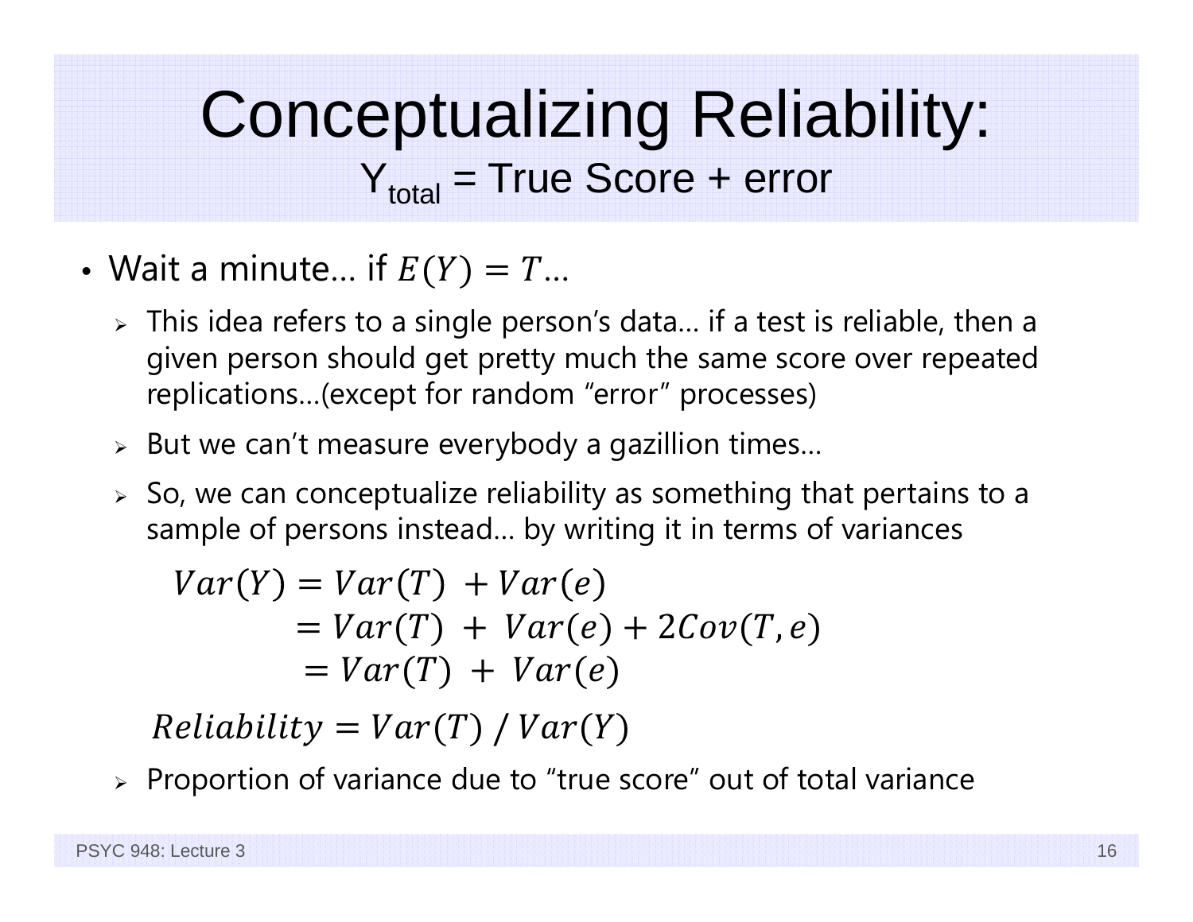# Conceptualizing Reliability:

## $Y_{total}$ = True Score + error

- Wait a minute… if $E(Y) = T$…
  - This idea refers to a single person's data… if a test is reliable, then a given person should get pretty much the same score over repeated replications…(except for random "error" processes)
  - But we can't measure everybody a gazillion times…
  - So, we can conceptualize reliability as something that pertains to a sample of persons instead… by writing it in terms of variances

$$
\begin{aligned}
Var(Y) &= Var(T) + Var(e) \\
&= Var(T) + Var(e) + 2Cov(T, e) \\
&= Var(T) + Var(e)
\end{aligned}
$$

$$Reliability = Var(T) \,/\, Var(Y)$$

  - Proportion of variance due to "true score" out of total variance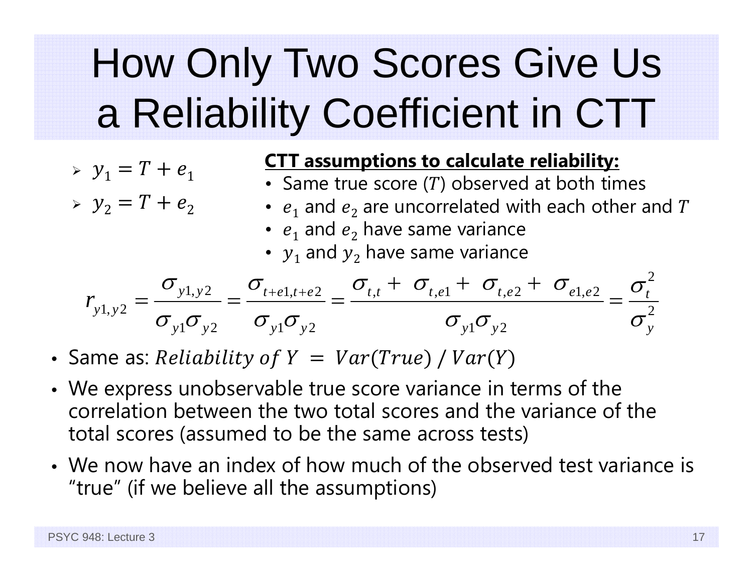# How Only Two Scores Give Us a Reliability Coefficient in CTT

- $y_1 = T + e_1$
- $y_2 = T + e_2$

**CTT assumptions to calculate reliability:**

- Same true score ($T$) observed at both times
- $e_1$ and $e_2$ are uncorrelated with each other and $T$
- $e_1$ and $e_2$ have same variance
- $y_1$ and $y_2$ have same variance

$$r_{y1,y2} = \frac{\sigma_{y1,y2}}{\sigma_{y1}\sigma_{y2}} = \frac{\sigma_{t+e1,t+e2}}{\sigma_{y1}\sigma_{y2}} = \frac{\sigma_{t,t} + \sigma_{t,e1} + \sigma_{t,e2} + \sigma_{e1,e2}}{\sigma_{y1}\sigma_{y2}} = \frac{\sigma_t^2}{\sigma_y^2}$$

- Same as: $Reliability\ of\ Y\ =\ Var(True)\ /\ Var(Y)$
- We express unobservable true score variance in terms of the correlation between the two total scores and the variance of the total scores (assumed to be the same across tests)
- We now have an index of how much of the observed test variance is "true" (if we believe all the assumptions)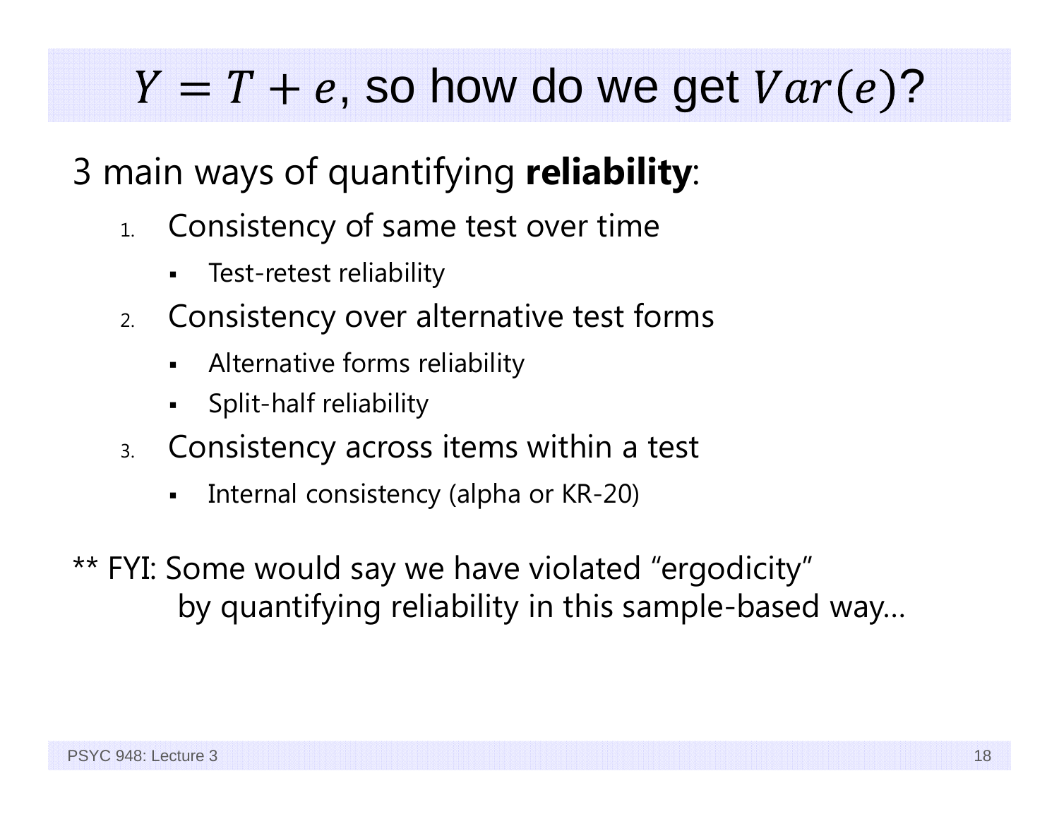# $Y = T + e$, so how do we get $Var(e)$?

3 main ways of quantifying **reliability**:

1. Consistency of same test over time
   - Test-retest reliability
2. Consistency over alternative test forms
   - Alternative forms reliability
   - Split-half reliability
3. Consistency across items within a test
   - Internal consistency (alpha or KR-20)

** FYI: Some would say we have violated "ergodicity" by quantifying reliability in this sample-based way…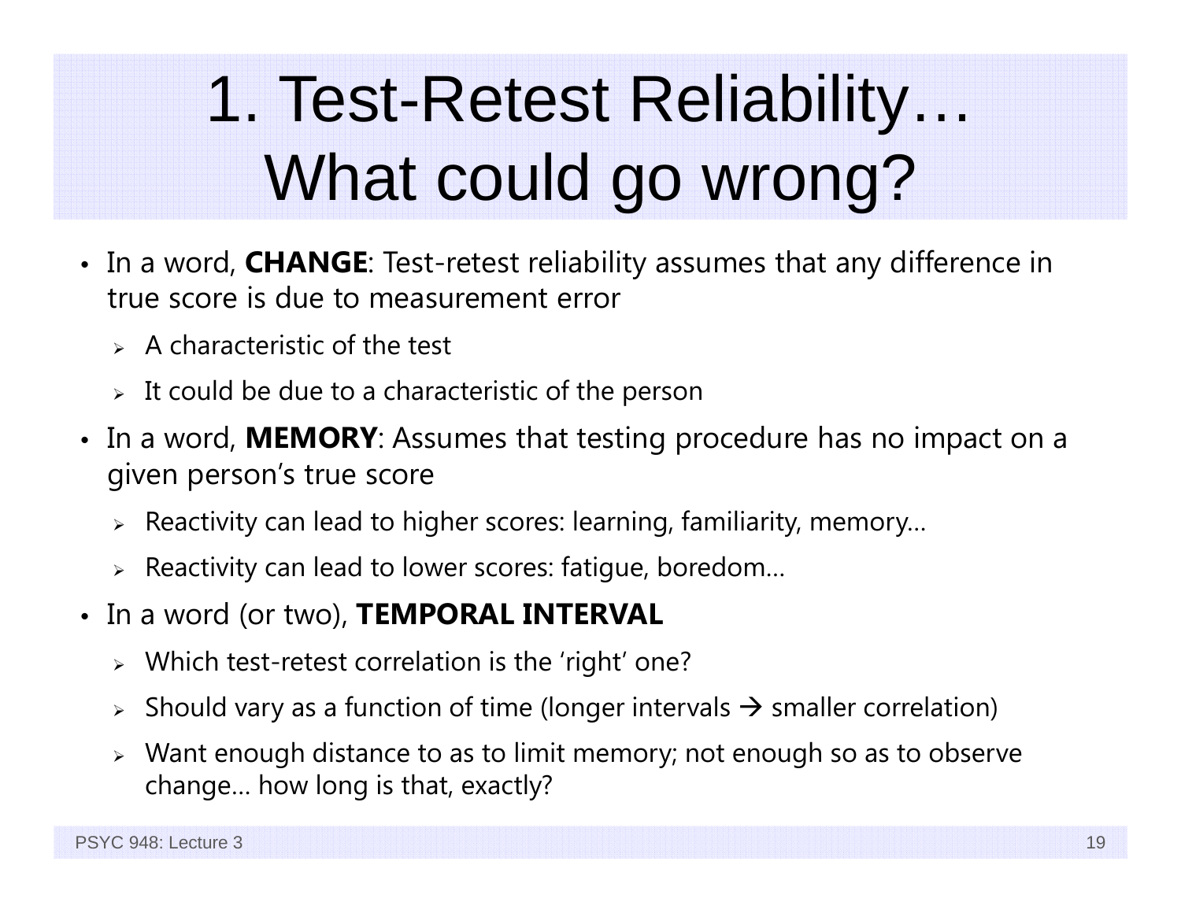# 1. Test-Retest Reliability… What could go wrong?

- In a word, **CHANGE**: Test-retest reliability assumes that any difference in true score is due to measurement error
  - A characteristic of the test
  - It could be due to a characteristic of the person
- In a word, **MEMORY**: Assumes that testing procedure has no impact on a given person's true score
  - Reactivity can lead to higher scores: learning, familiarity, memory…
  - Reactivity can lead to lower scores: fatigue, boredom…
- In a word (or two), **TEMPORAL INTERVAL**
  - Which test-retest correlation is the 'right' one?
  - Should vary as a function of time (longer intervals → smaller correlation)
  - Want enough distance to as to limit memory; not enough so as to observe change… how long is that, exactly?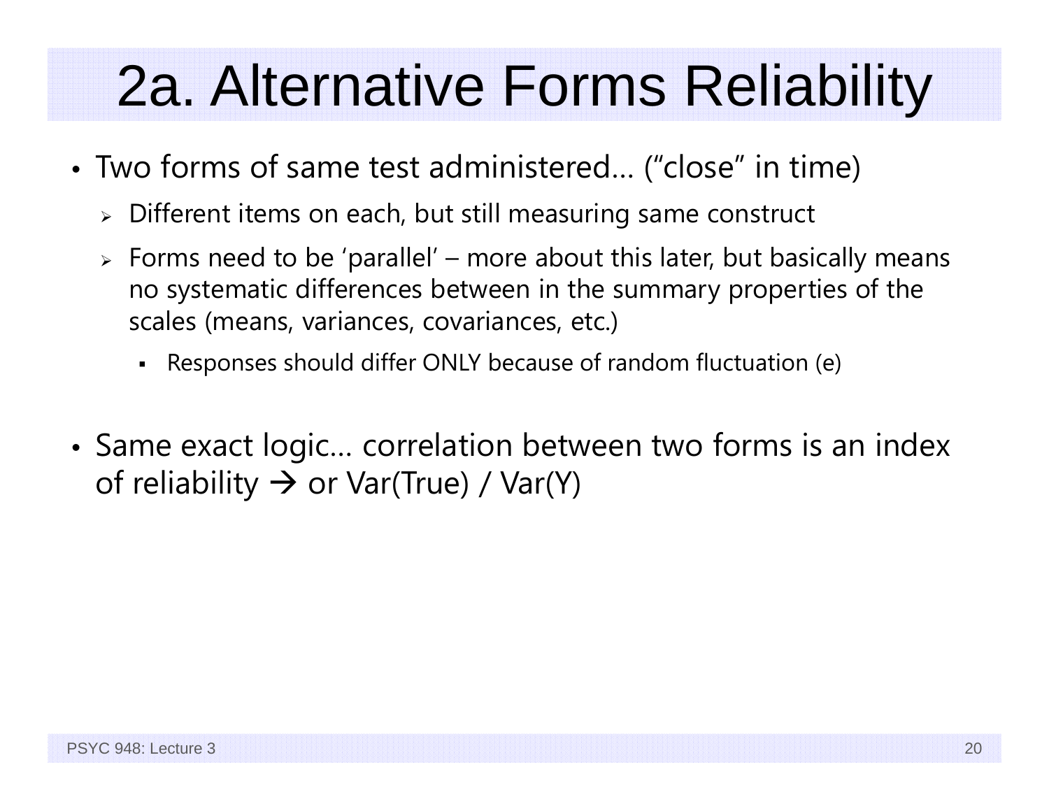# 2a. Alternative Forms Reliability

- Two forms of same test administered… ("close" in time)
  - Different items on each, but still measuring same construct
  - Forms need to be 'parallel' – more about this later, but basically means no systematic differences between in the summary properties of the scales (means, variances, covariances, etc.)
    - Responses should differ ONLY because of random fluctuation (e)
- Same exact logic… correlation between two forms is an index of reliability → or Var(True) / Var(Y)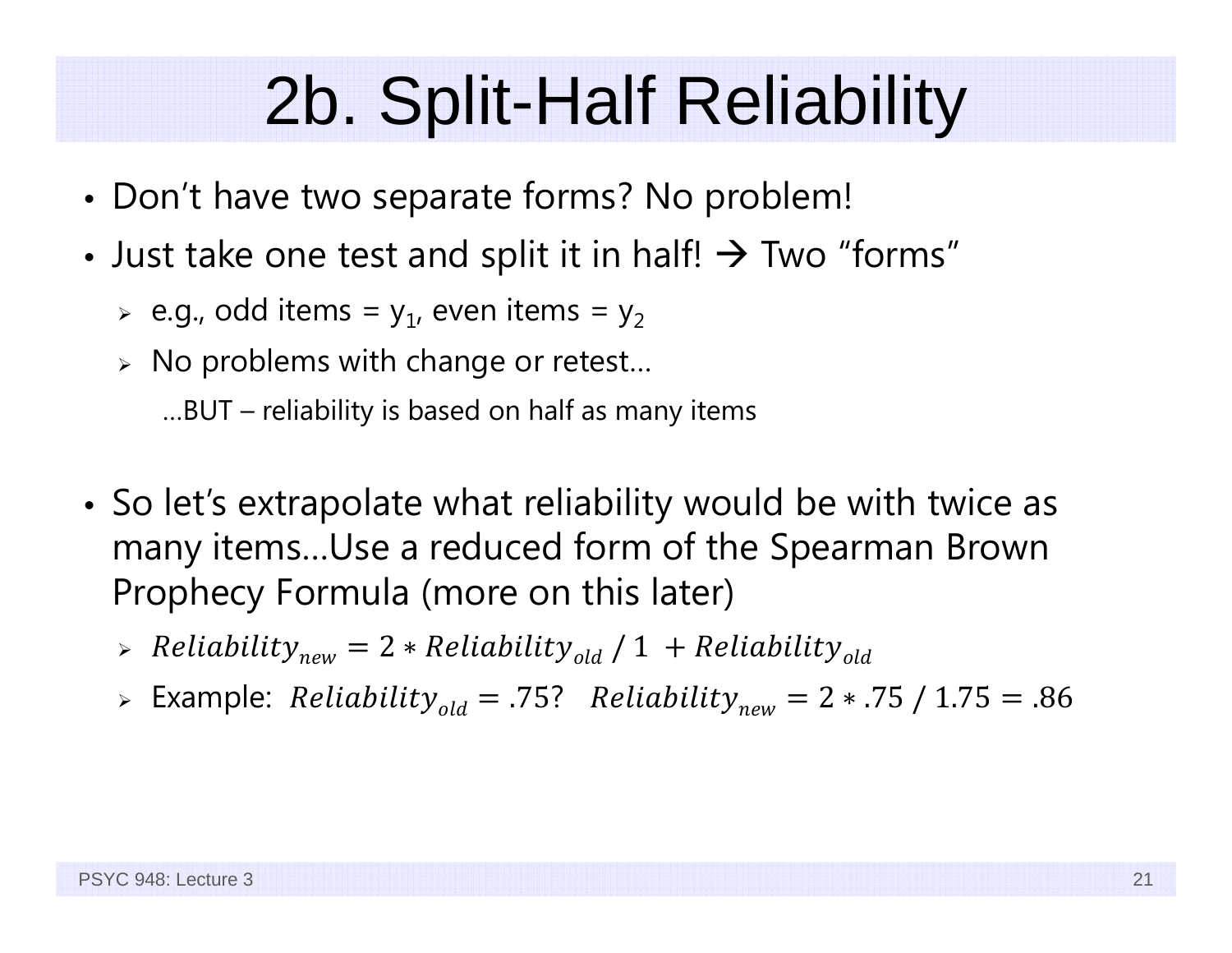# 2b. Split-Half Reliability

- Don't have two separate forms? No problem!
- Just take one test and split it in half! → Two "forms"
  - e.g., odd items = $y_1$, even items = $y_2$
  - No problems with change or retest…

    …BUT – reliability is based on half as many items

- So let's extrapolate what reliability would be with twice as many items…Use a reduced form of the Spearman Brown Prophecy Formula (more on this later)
  - $Reliability_{new} = 2 * Reliability_{old} \; / \; 1 \; + Reliability_{old}$
  - Example: $Reliability_{old} = .75?$ $\;Reliability_{new} = 2 * .75 \; / \; 1.75 = .86$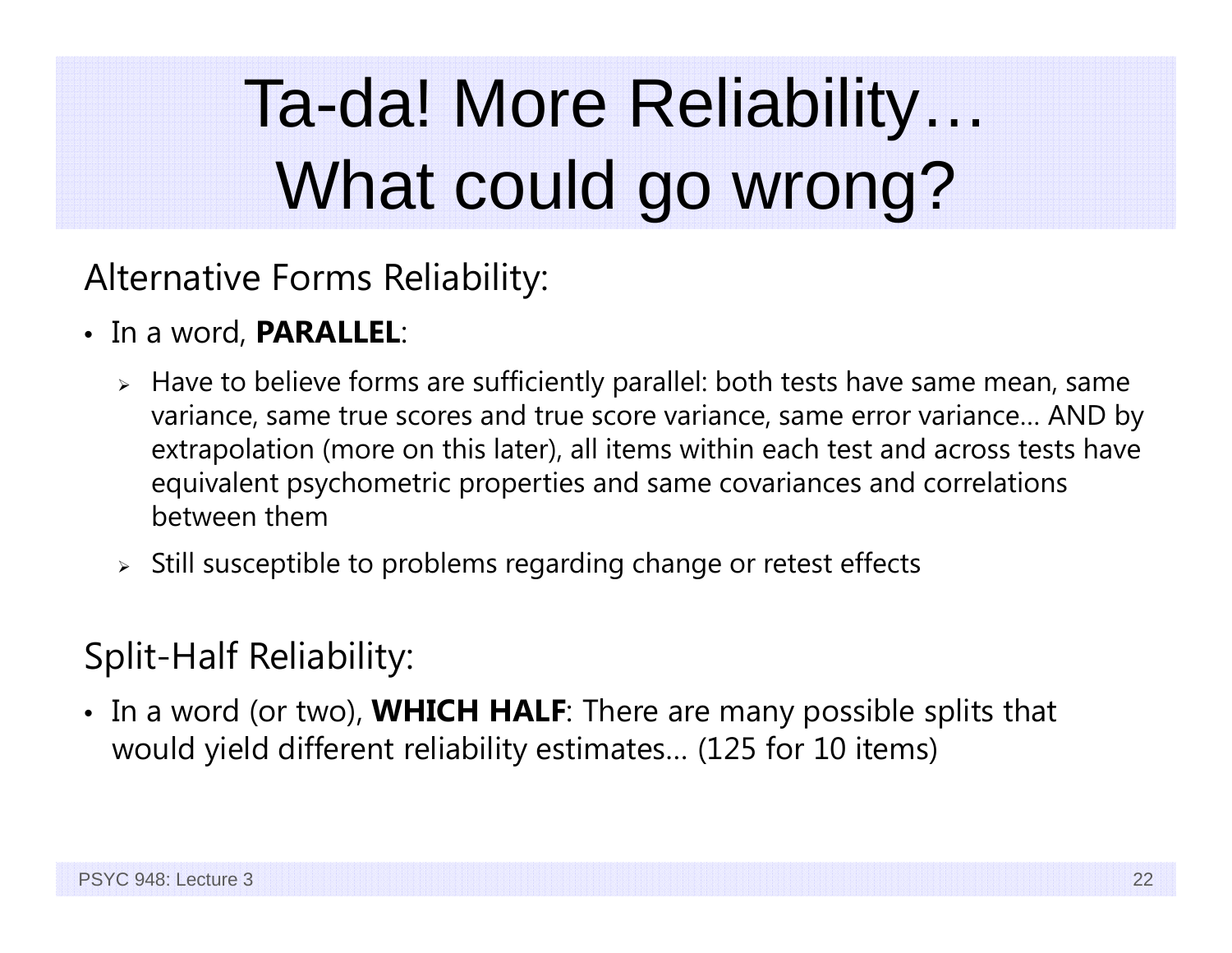# Ta-da! More Reliability… What could go wrong?

Alternative Forms Reliability:

- In a word, **PARALLEL**:
  - Have to believe forms are sufficiently parallel: both tests have same mean, same variance, same true scores and true score variance, same error variance… AND by extrapolation (more on this later), all items within each test and across tests have equivalent psychometric properties and same covariances and correlations between them
  - Still susceptible to problems regarding change or retest effects

Split-Half Reliability:

- In a word (or two), **WHICH HALF**: There are many possible splits that would yield different reliability estimates… (125 for 10 items)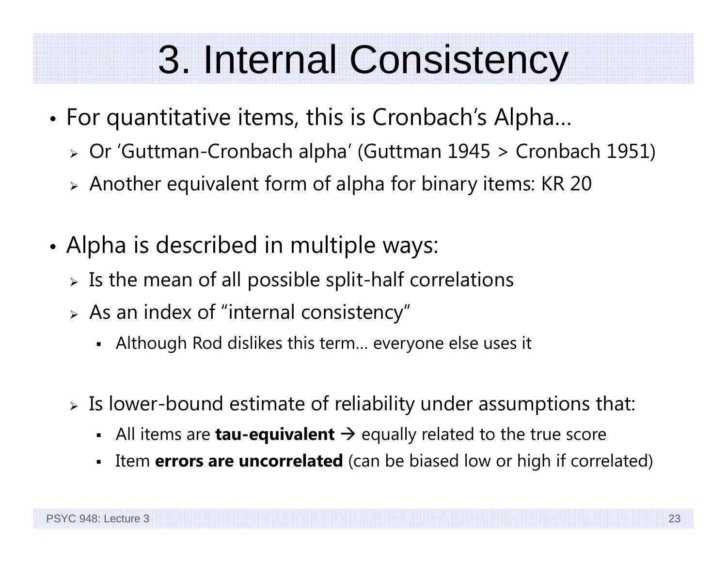# 3. Internal Consistency

- For quantitative items, this is Cronbach's Alpha…
  - Or 'Guttman-Cronbach alpha' (Guttman 1945 > Cronbach 1951)
  - Another equivalent form of alpha for binary items: KR 20

- Alpha is described in multiple ways:
  - Is the mean of all possible split-half correlations
  - As an index of "internal consistency"
    - Although Rod dislikes this term… everyone else uses it

  - Is lower-bound estimate of reliability under assumptions that:
    - All items are **tau-equivalent** → equally related to the true score
    - Item **errors are uncorrelated** (can be biased low or high if correlated)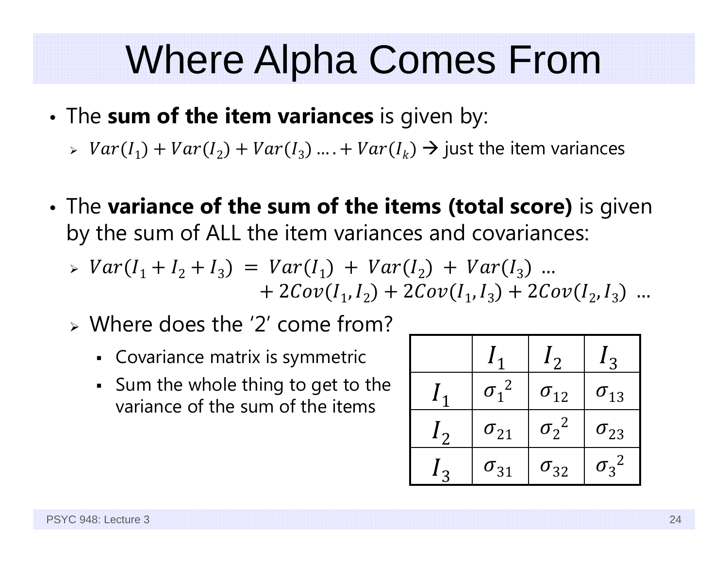# Where Alpha Comes From

- The **sum of the item variances** is given by:
  - $Var(I_1) + Var(I_2) + Var(I_3) \ldots . + Var(I_k)$ → just the item variances

- The **variance of the sum of the items (total score)** is given by the sum of ALL the item variances and covariances:
  - $Var(I_1 + I_2 + I_3) = Var(I_1) + Var(I_2) + Var(I_3) \ldots + 2Cov(I_1, I_2) + 2Cov(I_1, I_3) + 2Cov(I_2, I_3) \ldots$
  - Where does the '2' come from?
    - Covariance matrix is symmetric
    - Sum the whole thing to get to the variance of the sum of the items

| | $I_1$ | $I_2$ | $I_3$ |
|---|---|---|---|
| $I_1$ | $\sigma_1{}^2$ | $\sigma_{12}$ | $\sigma_{13}$ |
| $I_2$ | $\sigma_{21}$ | $\sigma_2{}^2$ | $\sigma_{23}$ |
| $I_3$ | $\sigma_{31}$ | $\sigma_{32}$ | $\sigma_3{}^2$ |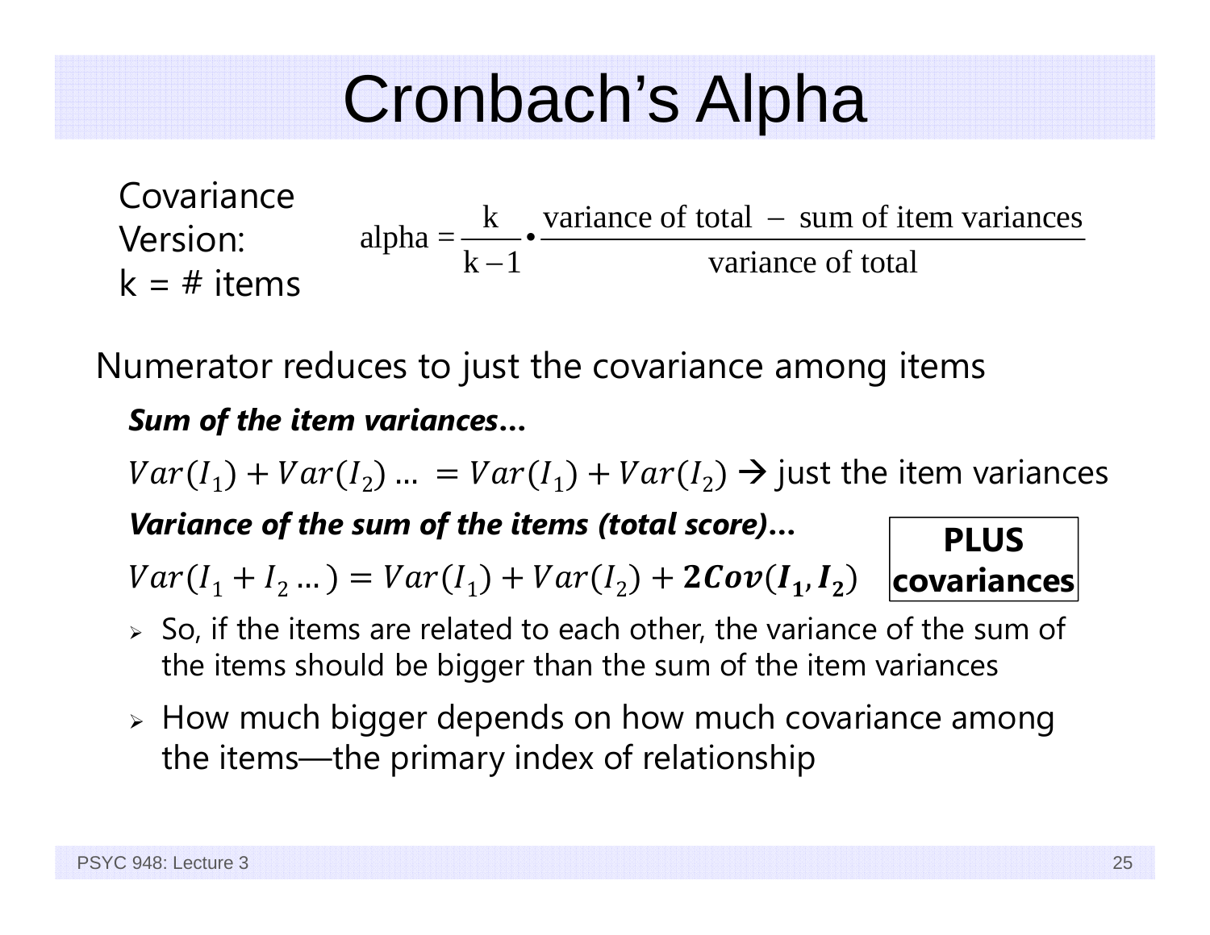# Cronbach's Alpha

Covariance Version:
k = # items

$$\text{alpha} = \frac{\text{k}}{\text{k}-1} \bullet \frac{\text{variance of total} - \text{sum of item variances}}{\text{variance of total}}$$

Numerator reduces to just the covariance among items

***Sum of the item variances…***

$Var(I_1) + Var(I_2) \ldots = Var(I_1) + Var(I_2)$ → just the item variances

***Variance of the sum of the items (total score)…***

$Var(I_1 + I_2 \ldots) = Var(I_1) + Var(I_2) + \boldsymbol{2Cov(I_1, I_2)}$ **PLUS covariances**

- So, if the items are related to each other, the variance of the sum of the items should be bigger than the sum of the item variances
- How much bigger depends on how much covariance among the items—the primary index of relationship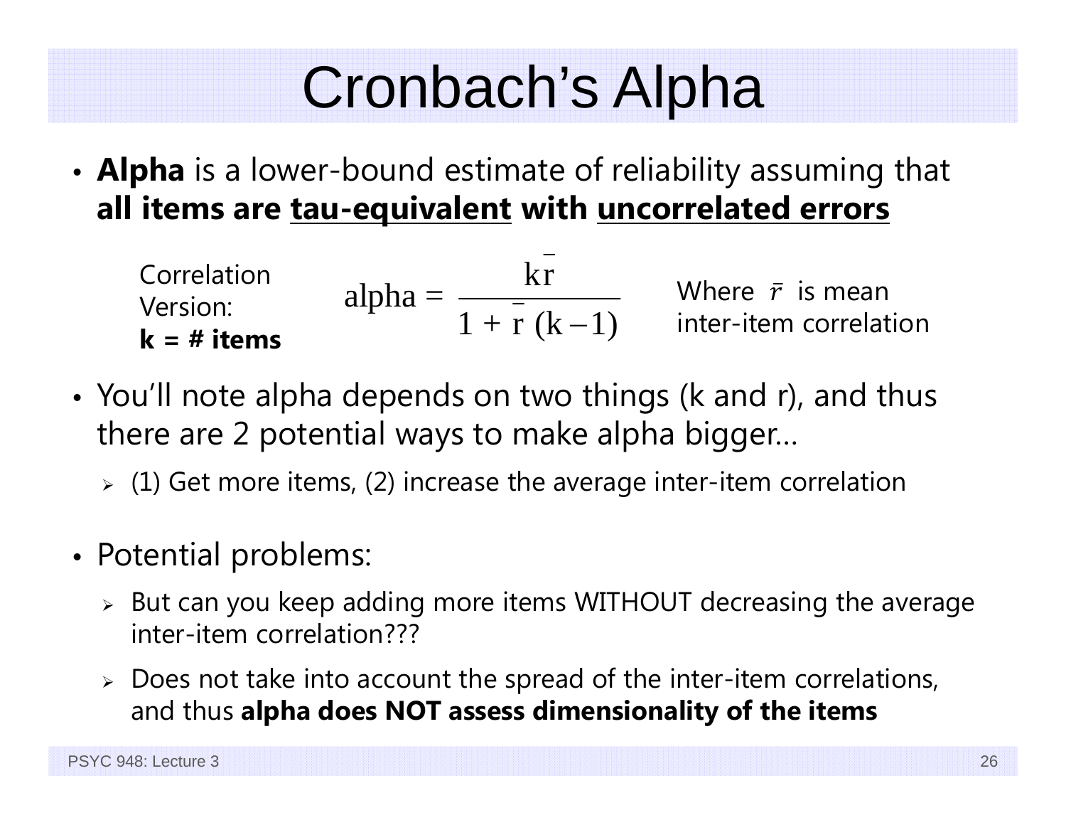# Cronbach's Alpha

- **Alpha** is a lower-bound estimate of reliability assuming that **all items are <u>tau-equivalent</u> with <u>uncorrelated errors</u>**

Correlation Version: **k = # items**

$$\text{alpha} = \frac{k\bar{r}}{1 + \bar{r}\,(k - 1)}$$

Where $\bar{r}$ is mean inter-item correlation

- You'll note alpha depends on two things (k and r), and thus there are 2 potential ways to make alpha bigger…
  - (1) Get more items, (2) increase the average inter-item correlation

- Potential problems:
  - But can you keep adding more items WITHOUT decreasing the average inter-item correlation???
  - Does not take into account the spread of the inter-item correlations, and thus **alpha does NOT assess dimensionality of the items**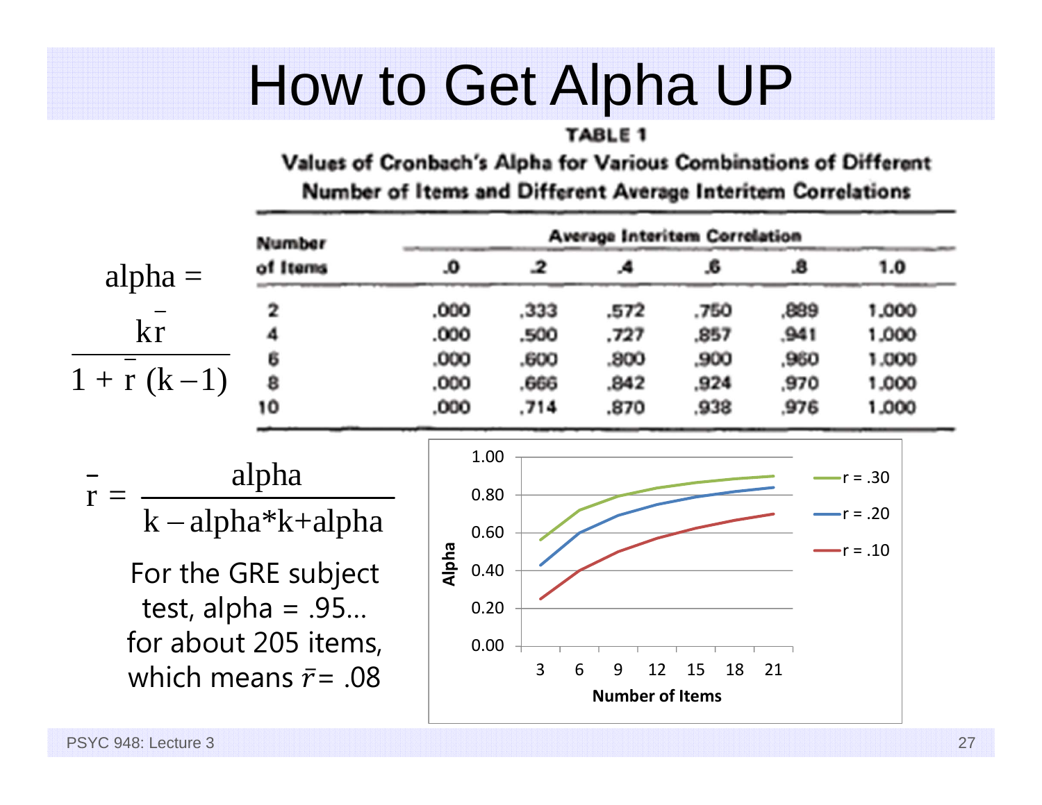# How to Get Alpha UP

$$\text{alpha} = \frac{k\bar{r}}{1 + \bar{r}(k-1)}$$

**TABLE 1**

**Values of Cronbach's Alpha for Various Combinations of Different Number of Items and Different Average Interitem Correlations**

| Number of Items | Average Interitem Correlation | | | | | |
|---|---|---|---|---|---|---|
| | .0 | .2 | .4 | .6 | .8 | 1.0 |
| 2 | .000 | .333 | .572 | .750 | .889 | 1.000 |
| 4 | .000 | .500 | .727 | .857 | .941 | 1.000 |
| 6 | .000 | .600 | .800 | .900 | .960 | 1.000 |
| 8 | .000 | .666 | .842 | .924 | .970 | 1.000 |
| 10 | .000 | .714 | .870 | .938 | .976 | 1.000 |

$$\bar{r} = \frac{\text{alpha}}{k - \text{alpha}*k + \text{alpha}}$$

For the GRE subject test, alpha = .95… for about 205 items, which means $\bar{r}$ = .08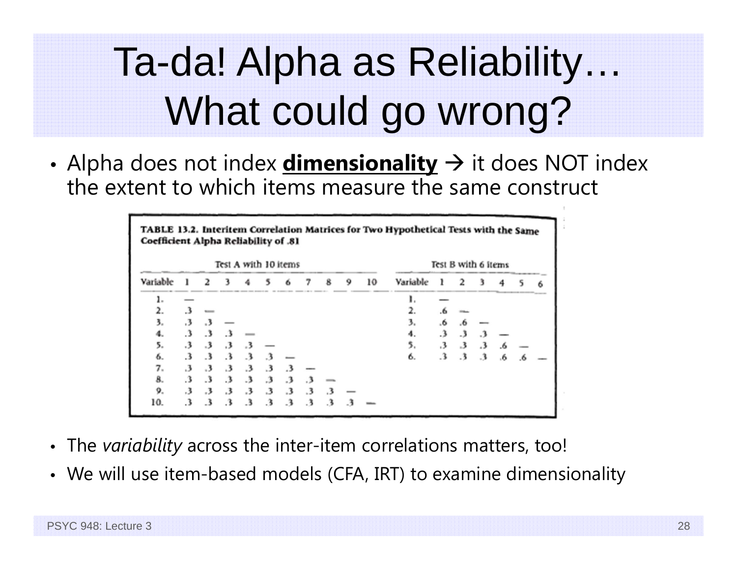# Ta-da! Alpha as Reliability… What could go wrong?

- Alpha does not index **dimensionality** → it does NOT index the extent to which items measure the same construct

**TABLE 13.2. Interitem Correlation Matrices for Two Hypothetical Tests with the Same Coefficient Alpha Reliability of .81**

Test A with 10 items

| Variable | 1 | 2 | 3 | 4 | 5 | 6 | 7 | 8 | 9 | 10 |
|---|---|---|---|---|---|---|---|---|---|---|
| 1. | — | | | | | | | | | |
| 2. | .3 | — | | | | | | | | |
| 3. | .3 | .3 | — | | | | | | | |
| 4. | .3 | .3 | .3 | — | | | | | | |
| 5. | .3 | .3 | .3 | .3 | — | | | | | |
| 6. | .3 | .3 | .3 | .3 | .3 | — | | | | |
| 7. | .3 | .3 | .3 | .3 | .3 | .3 | — | | | |
| 8. | .3 | .3 | .3 | .3 | .3 | .3 | .3 | — | | |
| 9. | .3 | .3 | .3 | .3 | .3 | .3 | .3 | .3 | — | |
| 10. | .3 | .3 | .3 | .3 | .3 | .3 | .3 | .3 | .3 | — |

Test B with 6 items

| Variable | 1 | 2 | 3 | 4 | 5 | 6 |
|---|---|---|---|---|---|---|
| 1. | — | | | | | |
| 2. | .6 | — | | | | |
| 3. | .6 | .6 | — | | | |
| 4. | .3 | .3 | .3 | — | | |
| 5. | .3 | .3 | .3 | .6 | — | |
| 6. | .3 | .3 | .3 | .6 | .6 | — |

- The *variability* across the inter-item correlations matters, too!
- We will use item-based models (CFA, IRT) to examine dimensionality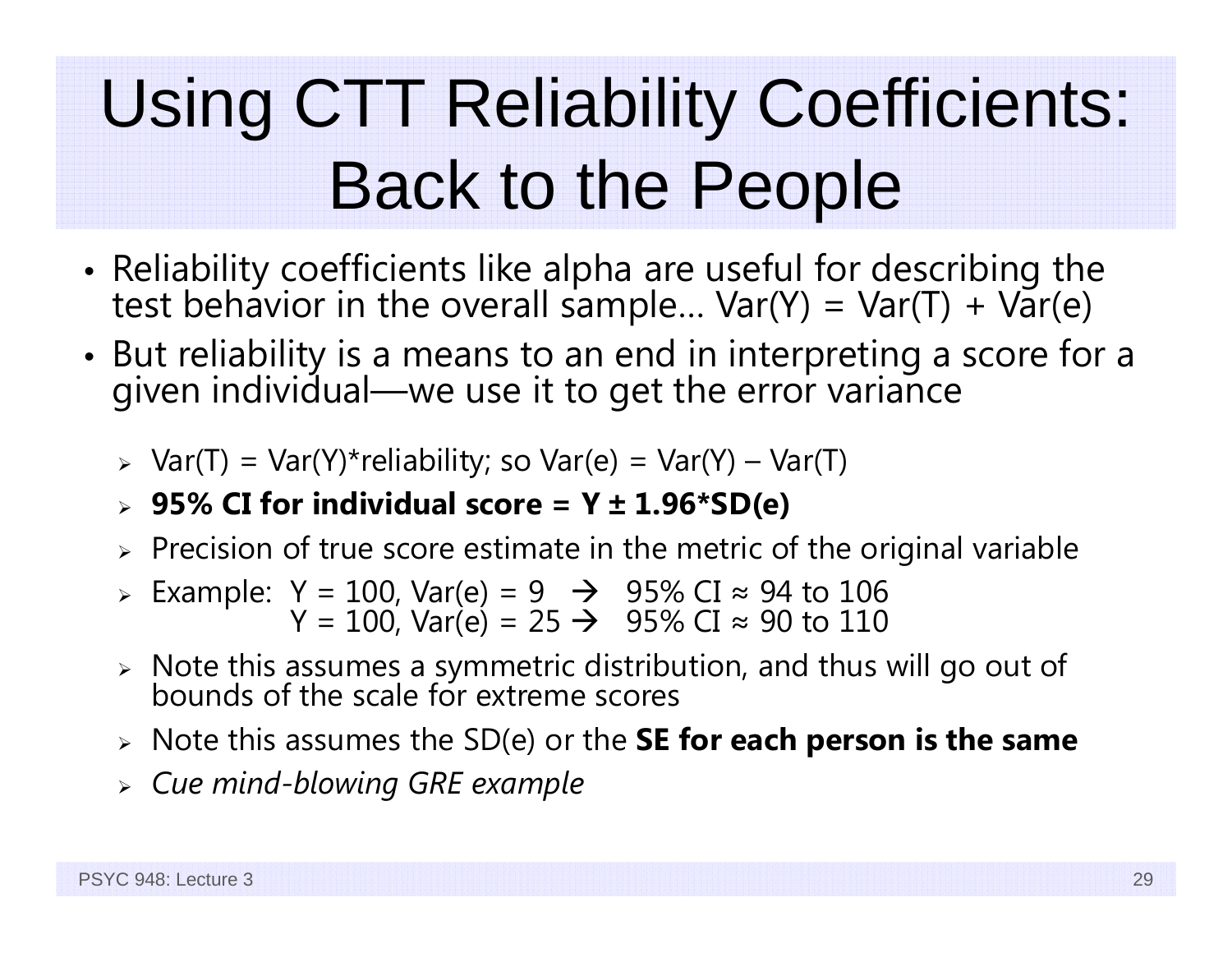# Using CTT Reliability Coefficients: Back to the People

- Reliability coefficients like alpha are useful for describing the test behavior in the overall sample… Var(Y) = Var(T) + Var(e)
- But reliability is a means to an end in interpreting a score for a given individual—we use it to get the error variance
  - Var(T) = Var(Y)*reliability; so Var(e) = Var(Y) – Var(T)
  - **95% CI for individual score = Y ± 1.96*SD(e)**
  - Precision of true score estimate in the metric of the original variable
  - Example: Y = 100, Var(e) = 9 → 95% CI ≈ 94 to 106
    Y = 100, Var(e) = 25 → 95% CI ≈ 90 to 110
  - Note this assumes a symmetric distribution, and thus will go out of bounds of the scale for extreme scores
  - Note this assumes the SD(e) or the **SE for each person is the same**
  - *Cue mind-blowing GRE example*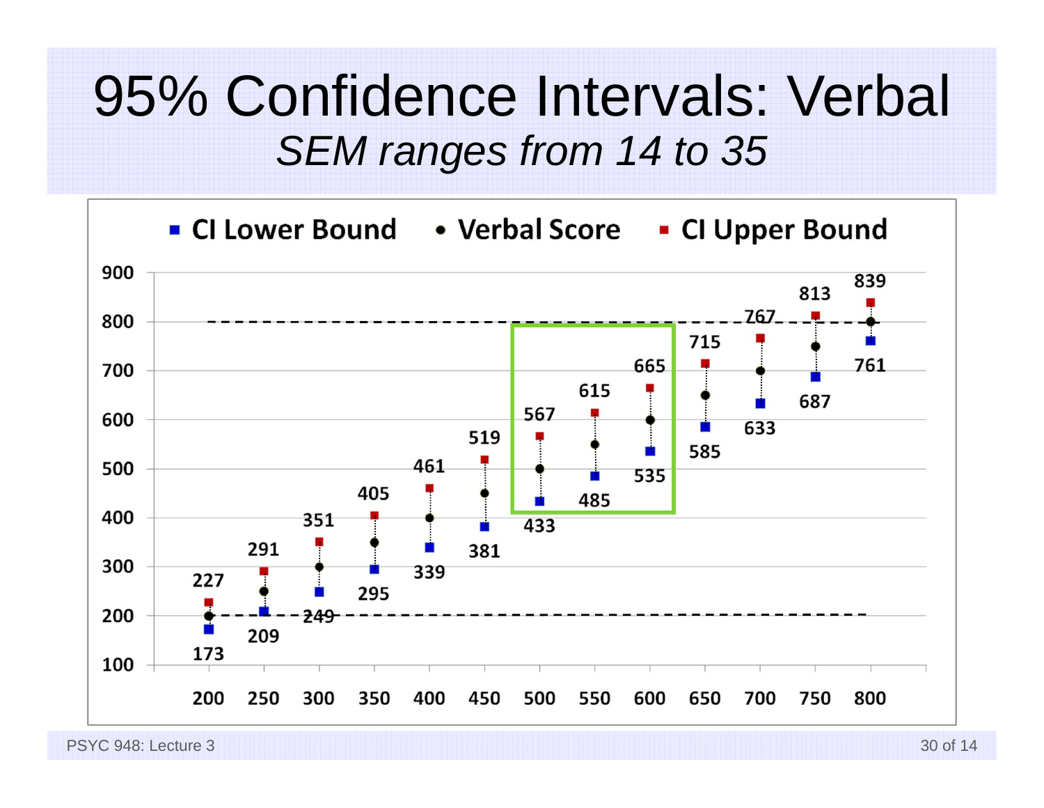# 95% Confidence Intervals: Verbal

*SEM ranges from 14 to 35*

| Verbal Score | CI Lower Bound | CI Upper Bound |
|---|---|---|
| 200 | 173 | 227 |
| 250 | 209 | 291 |
| 300 | 249 | 351 |
| 350 | 295 | 405 |
| 400 | 339 | 461 |
| 450 | 381 | 519 |
| 500 | 433 | 567 |
| 550 | 485 | 615 |
| 600 | 535 | 665 |
| 650 | 585 | 715 |
| 700 | 633 | 767 |
| 750 | 687 | 813 |
| 800 | 761 | 839 |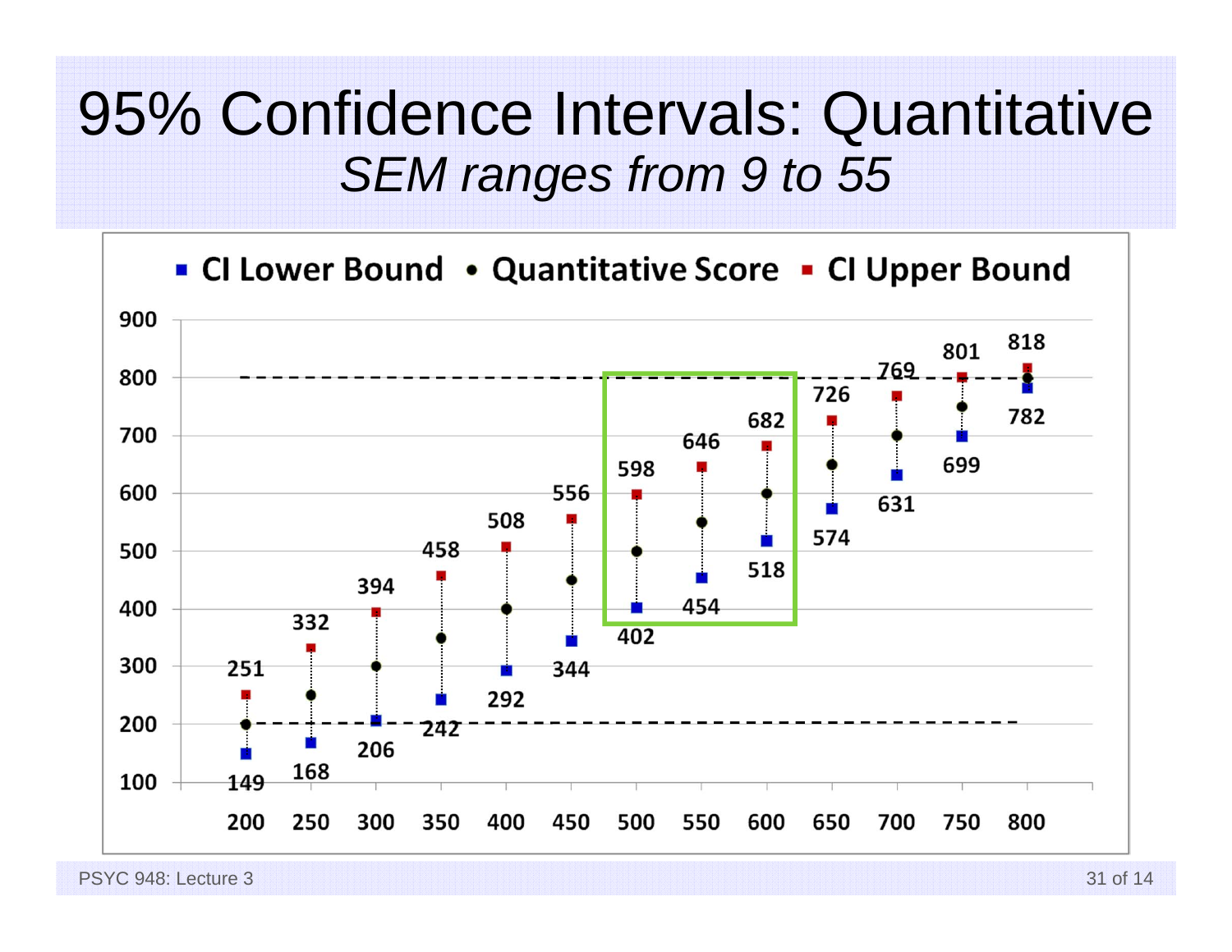# 95% Confidence Intervals: Quantitative

*SEM ranges from 9 to 55*

■ CI Lower Bound • Quantitative Score ■ CI Upper Bound

| Quantitative Score | CI Lower Bound | CI Upper Bound |
|---|---|---|
| 200 | 149 | 251 |
| 250 | 168 | 332 |
| 300 | 206 | 394 |
| 350 | 242 | 458 |
| 400 | 292 | 508 |
| 450 | 344 | 556 |
| 500 | 402 | 598 |
| 550 | 454 | 646 |
| 600 | 518 | 682 |
| 650 | 574 | 726 |
| 700 | 631 | 769 |
| 750 | 699 | 801 |
| 800 | 782 | 818 |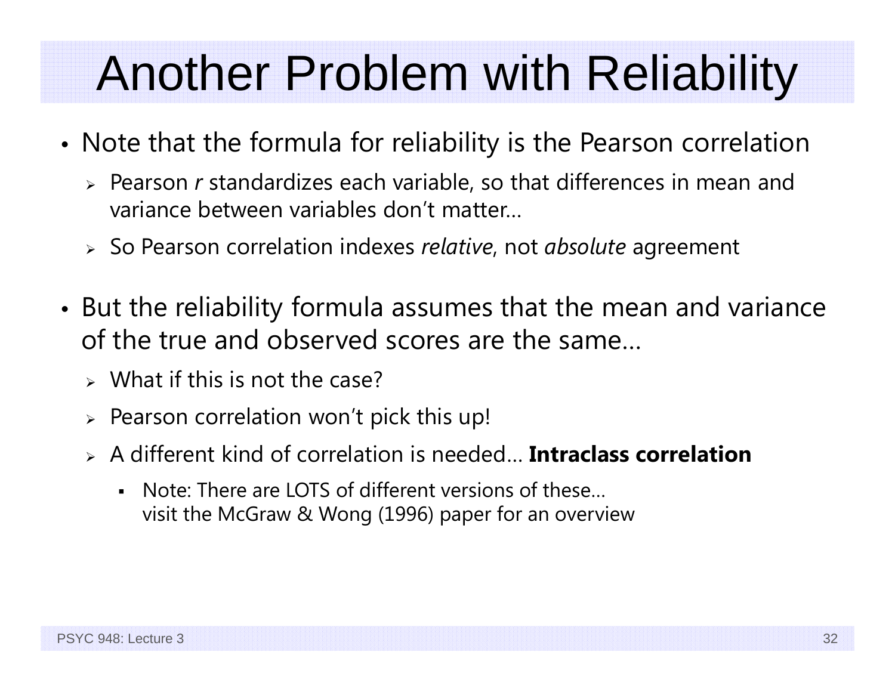# Another Problem with Reliability

- Note that the formula for reliability is the Pearson correlation
  - Pearson *r* standardizes each variable, so that differences in mean and variance between variables don't matter…
  - So Pearson correlation indexes *relative*, not *absolute* agreement
- But the reliability formula assumes that the mean and variance of the true and observed scores are the same…
  - What if this is not the case?
  - Pearson correlation won't pick this up!
  - A different kind of correlation is needed… **Intraclass correlation**
    - Note: There are LOTS of different versions of these… visit the McGraw & Wong (1996) paper for an overview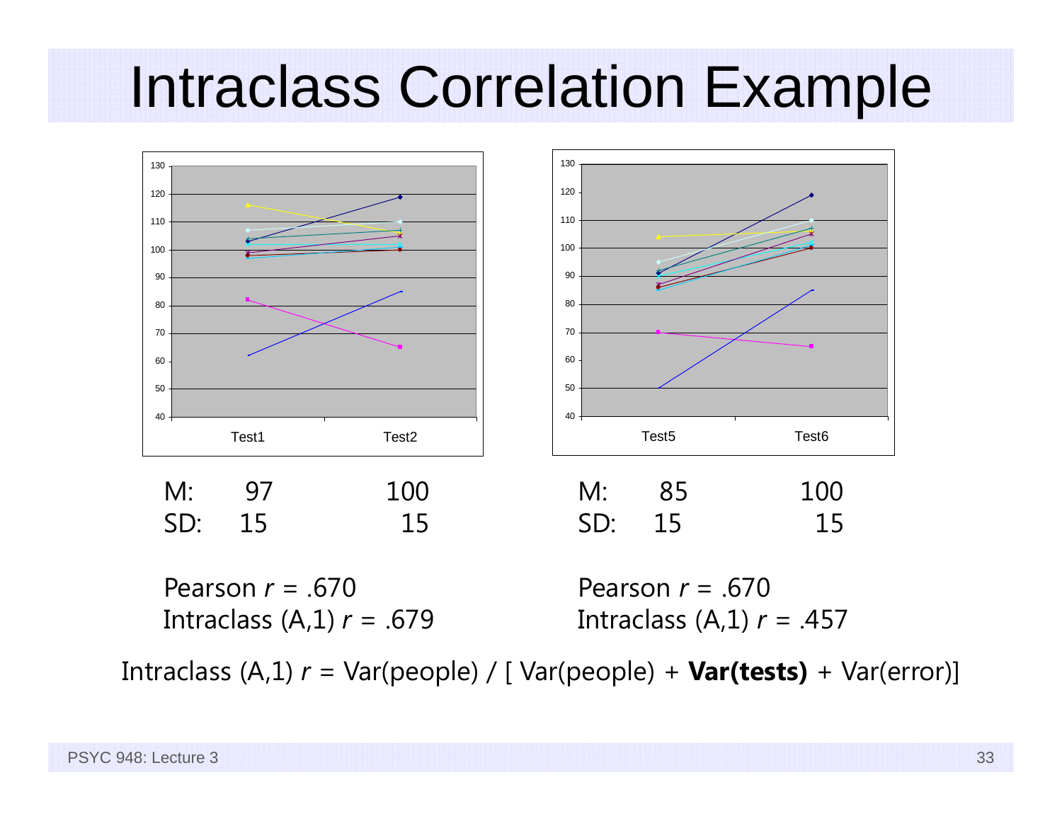# Intraclass Correlation Example

| | Test1 | Test2 |
|---|---|---|
| M: | 97 | 100 |
| SD: | 15 | 15 |

Pearson $r$ = .670
Intraclass (A,1) $r$ = .679

| | Test5 | Test6 |
|---|---|---|
| M: | 85 | 100 |
| SD: | 15 | 15 |

Pearson $r$ = .670
Intraclass (A,1) $r$ = .457

Intraclass (A,1) $r$ = Var(people) / [ Var(people) + **Var(tests)** + Var(error)]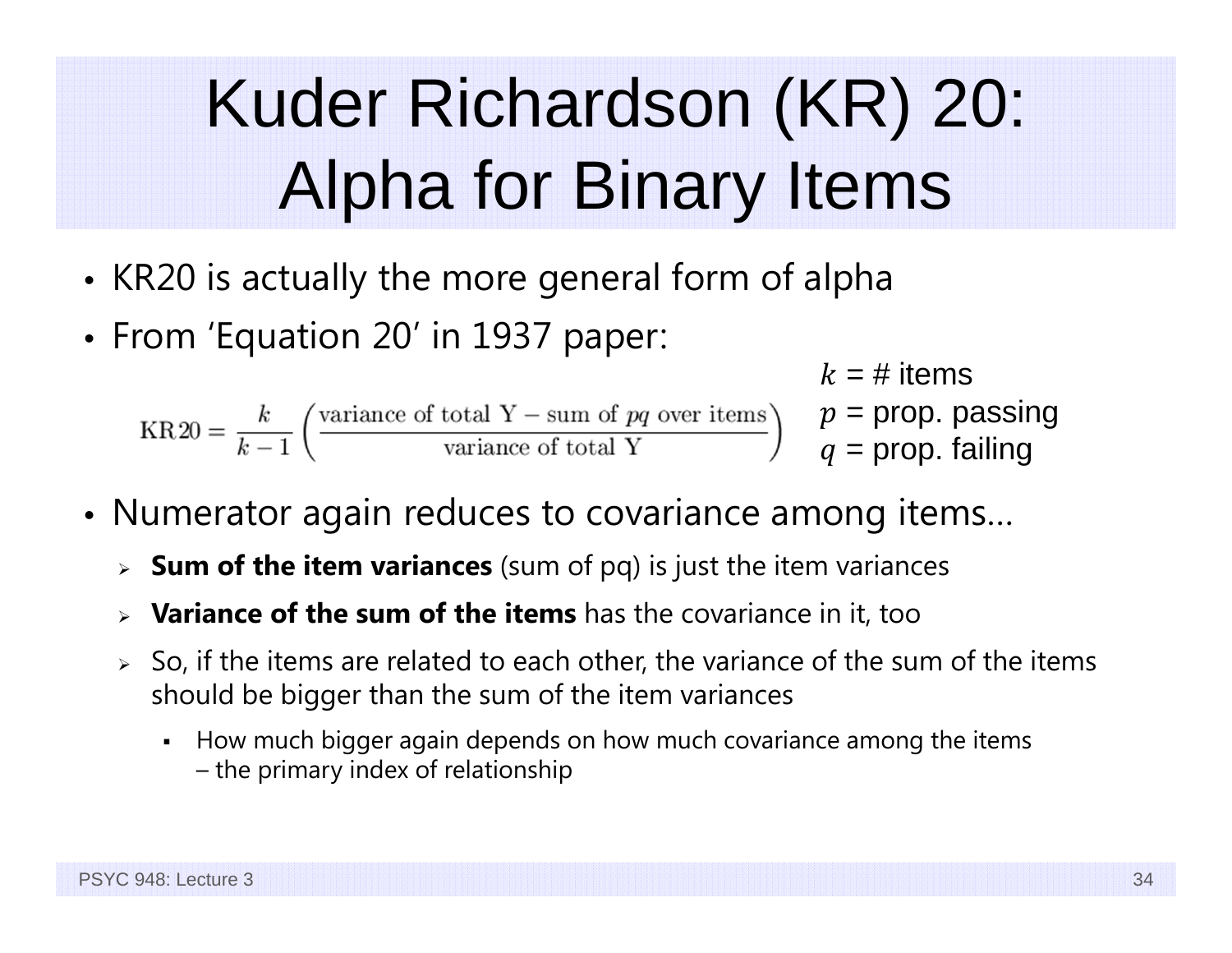# Kuder Richardson (KR) 20: Alpha for Binary Items

- KR20 is actually the more general form of alpha
- From 'Equation 20' in 1937 paper:

$$\text{KR20} = \frac{k}{k-1}\left(\frac{\text{variance of total Y} - \text{sum of } pq \text{ over items}}{\text{variance of total Y}}\right)$$

$k$ = # items
$p$ = prop. passing
$q$ = prop. failing

- Numerator again reduces to covariance among items…
  - **Sum of the item variances** (sum of pq) is just the item variances
  - **Variance of the sum of the items** has the covariance in it, too
  - So, if the items are related to each other, the variance of the sum of the items should be bigger than the sum of the item variances
    - How much bigger again depends on how much covariance among the items – the primary index of relationship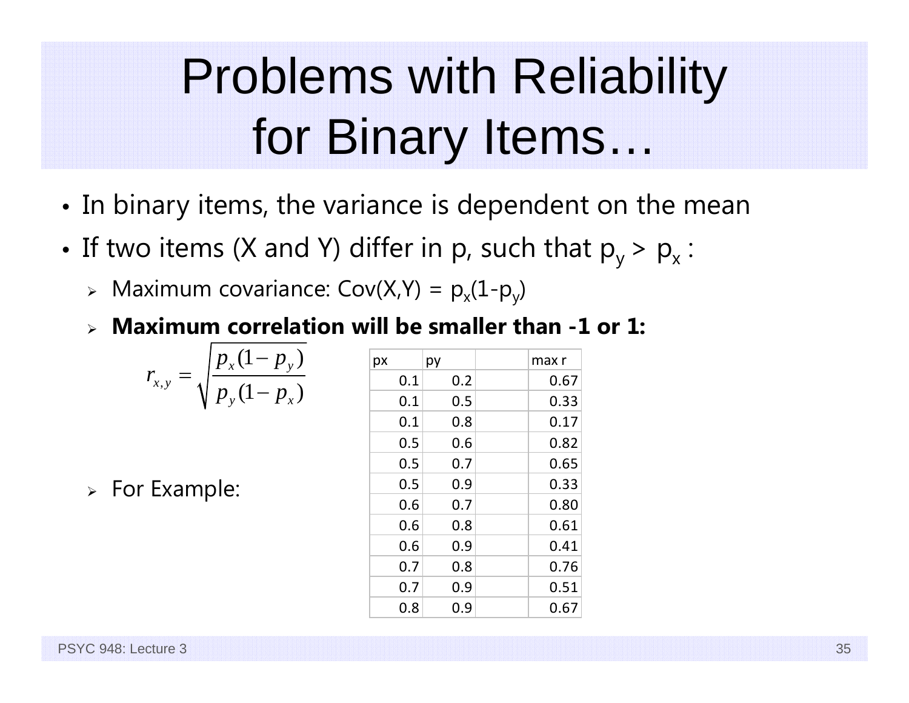# Problems with Reliability for Binary Items…

- In binary items, the variance is dependent on the mean
- If two items (X and Y) differ in p, such that $p_y > p_x$ :
  - Maximum covariance: $Cov(X,Y) = p_x(1-p_y)$
  - **Maximum correlation will be smaller than -1 or 1:**

$$r_{x,y} = \sqrt{\frac{p_x(1-p_y)}{p_y(1-p_x)}}$$

  - For Example:

| px | py | | max r |
|---|---|---|---|
| 0.1 | 0.2 | | 0.67 |
| 0.1 | 0.5 | | 0.33 |
| 0.1 | 0.8 | | 0.17 |
| 0.5 | 0.6 | | 0.82 |
| 0.5 | 0.7 | | 0.65 |
| 0.5 | 0.9 | | 0.33 |
| 0.6 | 0.7 | | 0.80 |
| 0.6 | 0.8 | | 0.61 |
| 0.6 | 0.9 | | 0.41 |
| 0.7 | 0.8 | | 0.76 |
| 0.7 | 0.9 | | 0.51 |
| 0.8 | 0.9 | | 0.67 |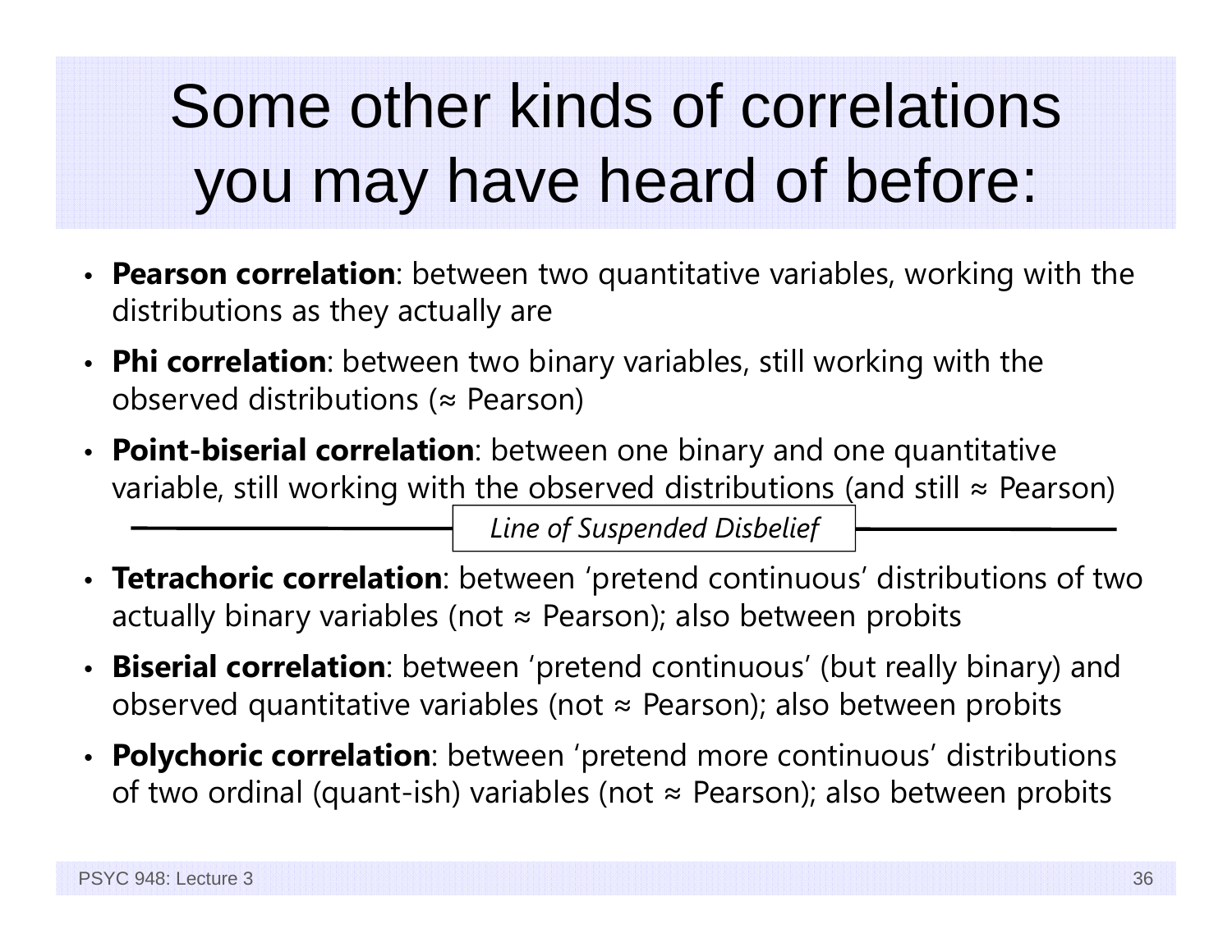# Some other kinds of correlations you may have heard of before:

- **Pearson correlation**: between two quantitative variables, working with the distributions as they actually are
- **Phi correlation**: between two binary variables, still working with the observed distributions (≈ Pearson)
- **Point-biserial correlation**: between one binary and one quantitative variable, still working with the observed distributions (and still ≈ Pearson)

*Line of Suspended Disbelief*

- **Tetrachoric correlation**: between 'pretend continuous' distributions of two actually binary variables (not ≈ Pearson); also between probits
- **Biserial correlation**: between 'pretend continuous' (but really binary) and observed quantitative variables (not ≈ Pearson); also between probits
- **Polychoric correlation**: between 'pretend more continuous' distributions of two ordinal (quant-ish) variables (not ≈ Pearson); also between probits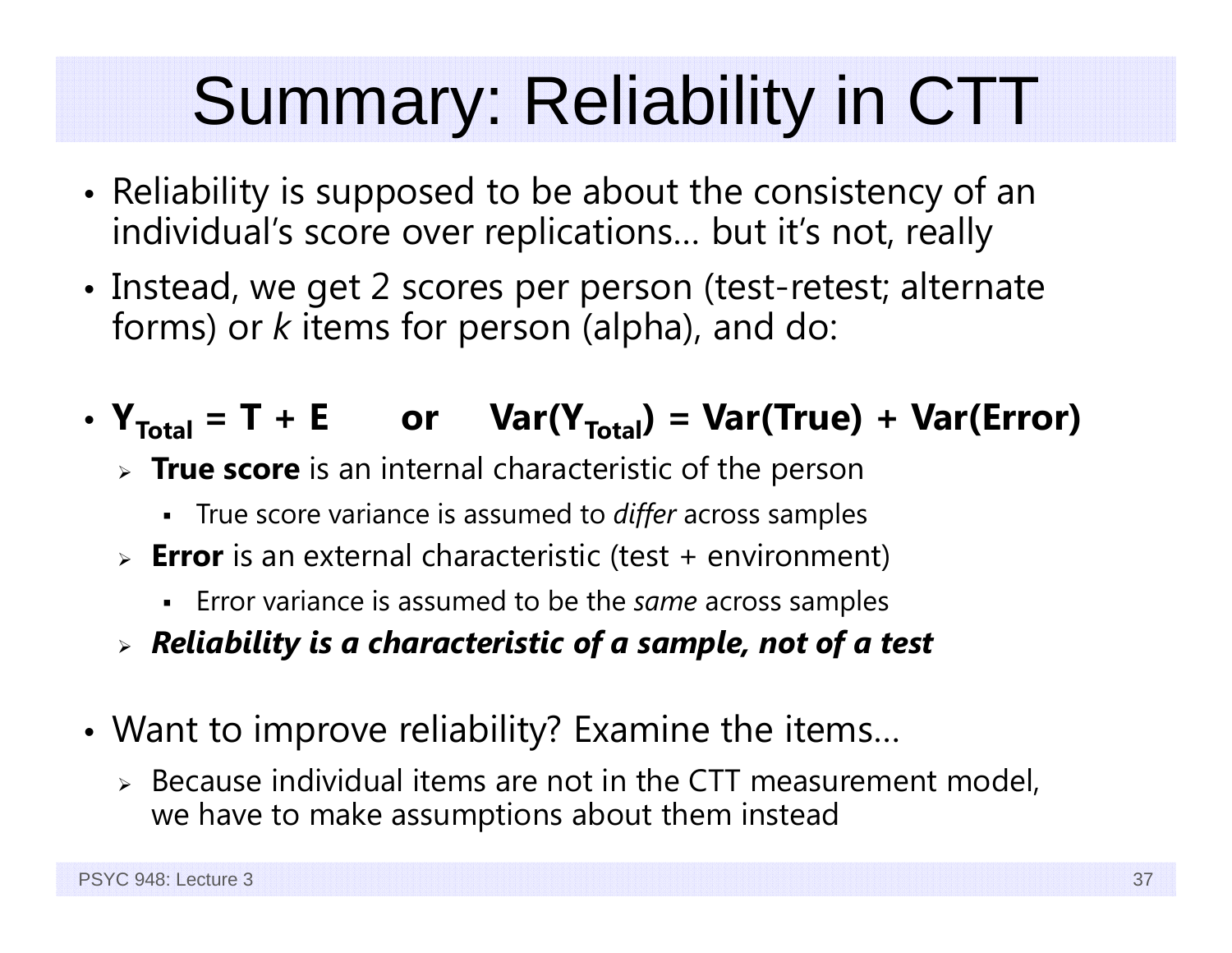# Summary: Reliability in CTT

- Reliability is supposed to be about the consistency of an individual's score over replications… but it's not, really
- Instead, we get 2 scores per person (test-retest; alternate forms) or *k* items for person (alpha), and do:
- **$Y_{Total} = T + E$ or $Var(Y_{Total}) = Var(True) + Var(Error)$**
  - **True score** is an internal characteristic of the person
    - True score variance is assumed to *differ* across samples
  - **Error** is an external characteristic (test + environment)
    - Error variance is assumed to be the *same* across samples
  - ***Reliability is a characteristic of a sample, not of a test***
- Want to improve reliability? Examine the items…
  - Because individual items are not in the CTT measurement model, we have to make assumptions about them instead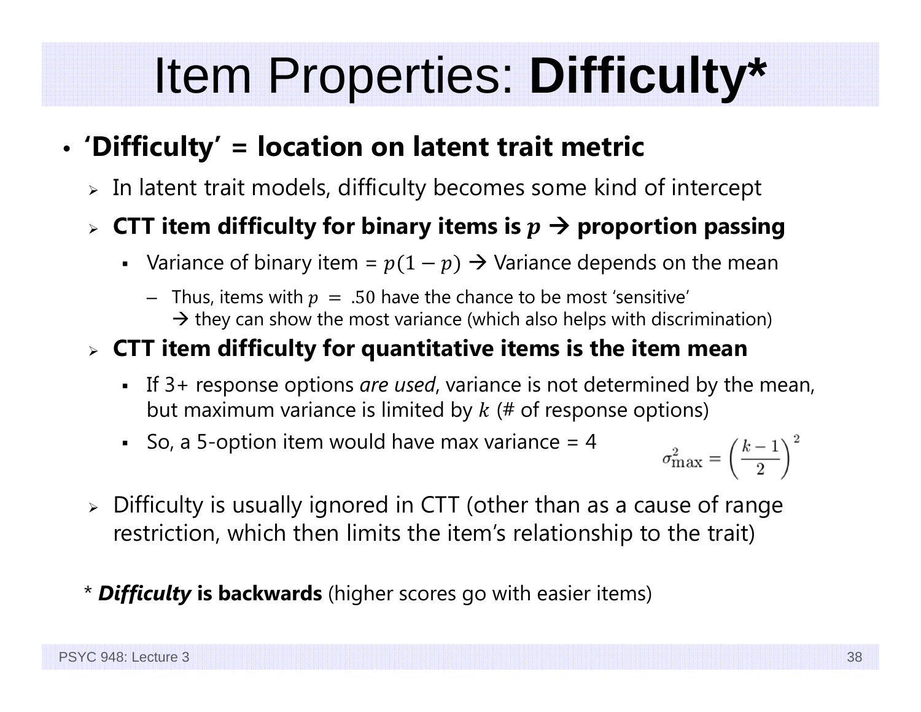# Item Properties: **Difficulty***

- **'Difficulty' = location on latent trait metric**
  - In latent trait models, difficulty becomes some kind of intercept
  - **CTT item difficulty for binary items is $p$ → proportion passing**
    - Variance of binary item = $p(1-p)$ → Variance depends on the mean
      - Thus, items with $p = .50$ have the chance to be most 'sensitive' → they can show the most variance (which also helps with discrimination)
  - **CTT item difficulty for quantitative items is the item mean**
    - If 3+ response options *are used*, variance is not determined by the mean, but maximum variance is limited by $k$ (# of response options)
    - So, a 5-option item would have max variance = 4

$$\sigma^2_{\max} = \left(\frac{k-1}{2}\right)^2$$

  - Difficulty is usually ignored in CTT (other than as a cause of range restriction, which then limits the item's relationship to the trait)

\* ***Difficulty* is backwards** (higher scores go with easier items)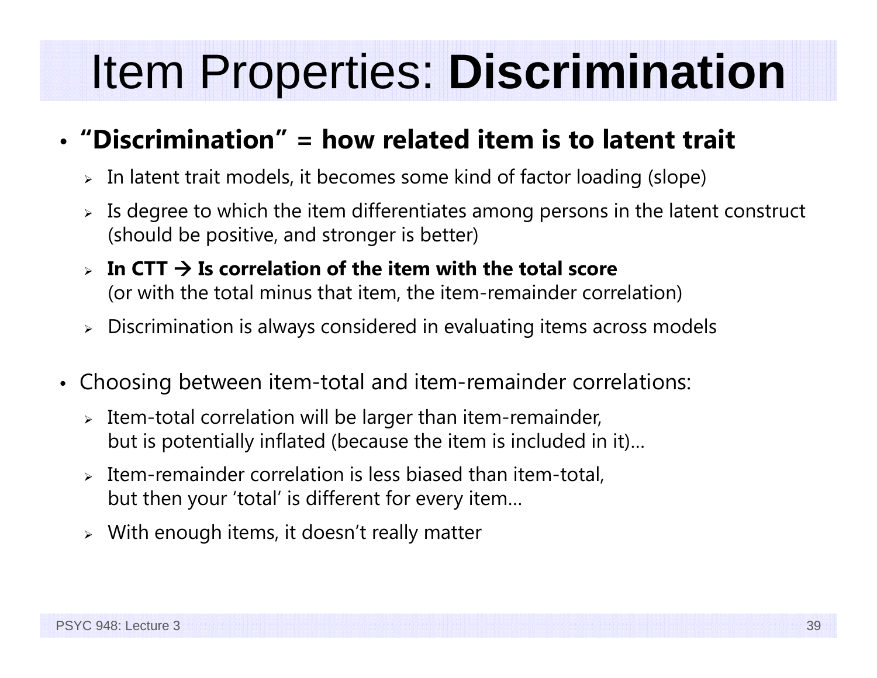# Item Properties: **Discrimination**

- **"Discrimination" = how related item is to latent trait**
  - In latent trait models, it becomes some kind of factor loading (slope)
  - Is degree to which the item differentiates among persons in the latent construct (should be positive, and stronger is better)
  - **In CTT → Is correlation of the item with the total score** (or with the total minus that item, the item-remainder correlation)
  - Discrimination is always considered in evaluating items across models

- Choosing between item-total and item-remainder correlations:
  - Item-total correlation will be larger than item-remainder, but is potentially inflated (because the item is included in it)…
  - Item-remainder correlation is less biased than item-total, but then your 'total' is different for every item…
  - With enough items, it doesn't really matter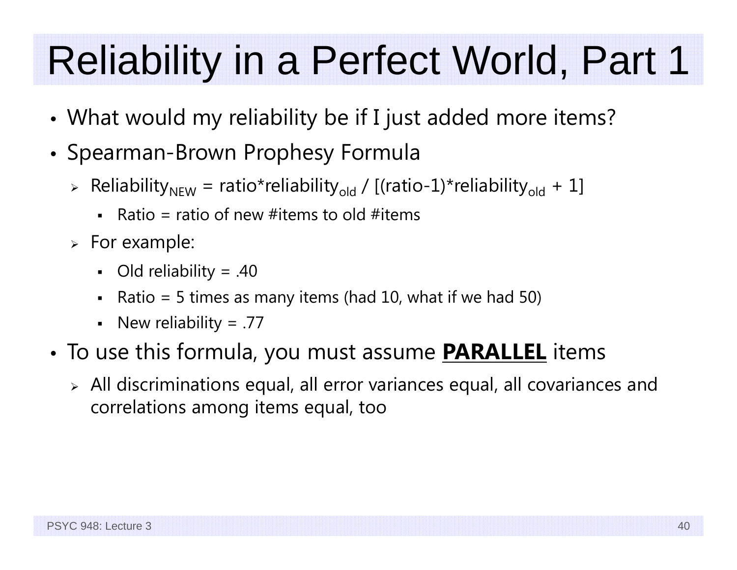# Reliability in a Perfect World, Part 1

- What would my reliability be if I just added more items?
- Spearman-Brown Prophesy Formula
  - $\text{Reliability}_{NEW}$ = ratio*$\text{reliability}_{old}$ / [(ratio-1)*$\text{reliability}_{old}$ + 1]
    - Ratio = ratio of new #items to old #items
  - For example:
    - Old reliability = .40
    - Ratio = 5 times as many items (had 10, what if we had 50)
    - New reliability = .77
- To use this formula, you must assume **<u>PARALLEL</u>** items
  - All discriminations equal, all error variances equal, all covariances and correlations among items equal, too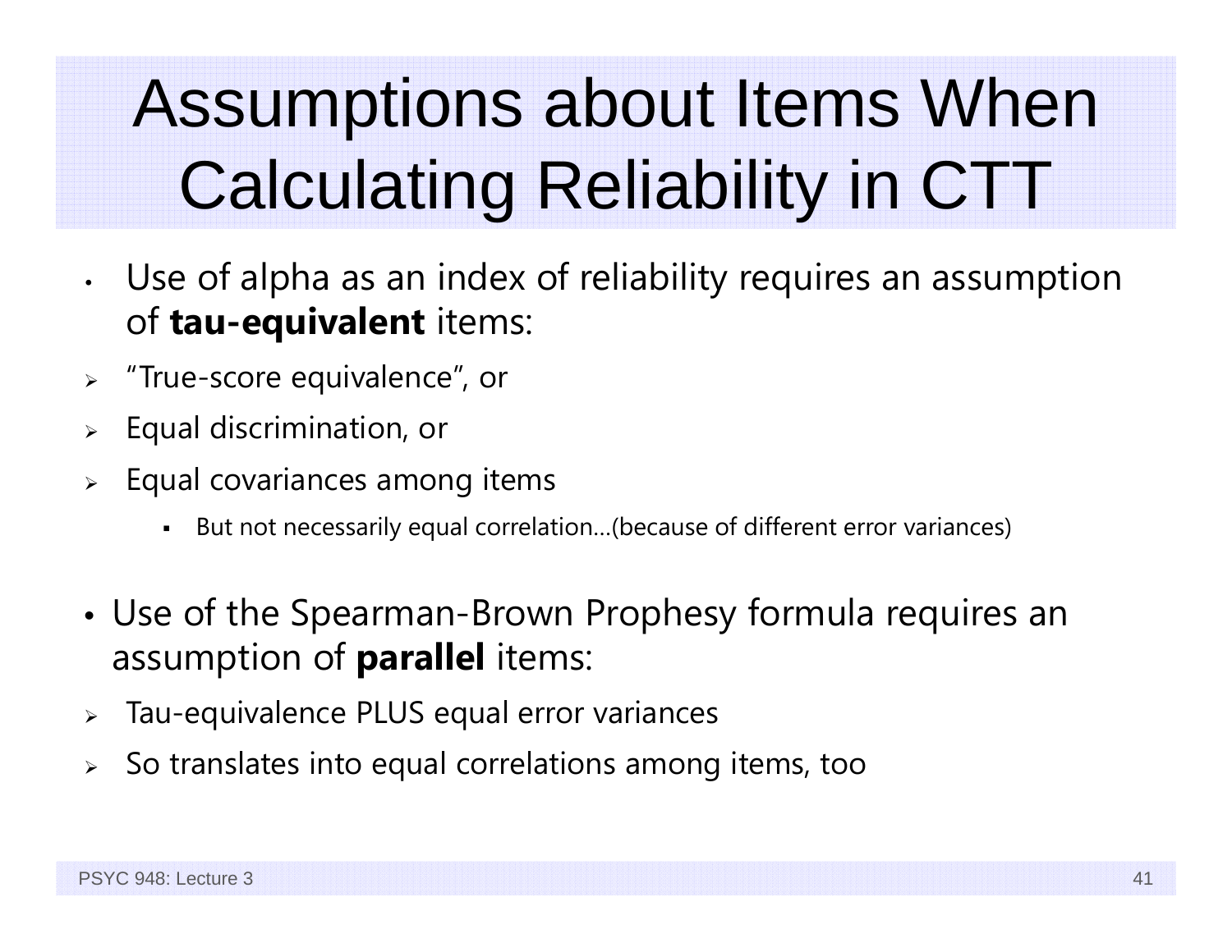# Assumptions about Items When Calculating Reliability in CTT

- Use of alpha as an index of reliability requires an assumption of **tau-equivalent** items:
  - "True-score equivalence", or
  - Equal discrimination, or
  - Equal covariances among items
    - But not necessarily equal correlation…(because of different error variances)

- Use of the Spearman-Brown Prophesy formula requires an assumption of **parallel** items:
  - Tau-equivalence PLUS equal error variances
  - So translates into equal correlations among items, too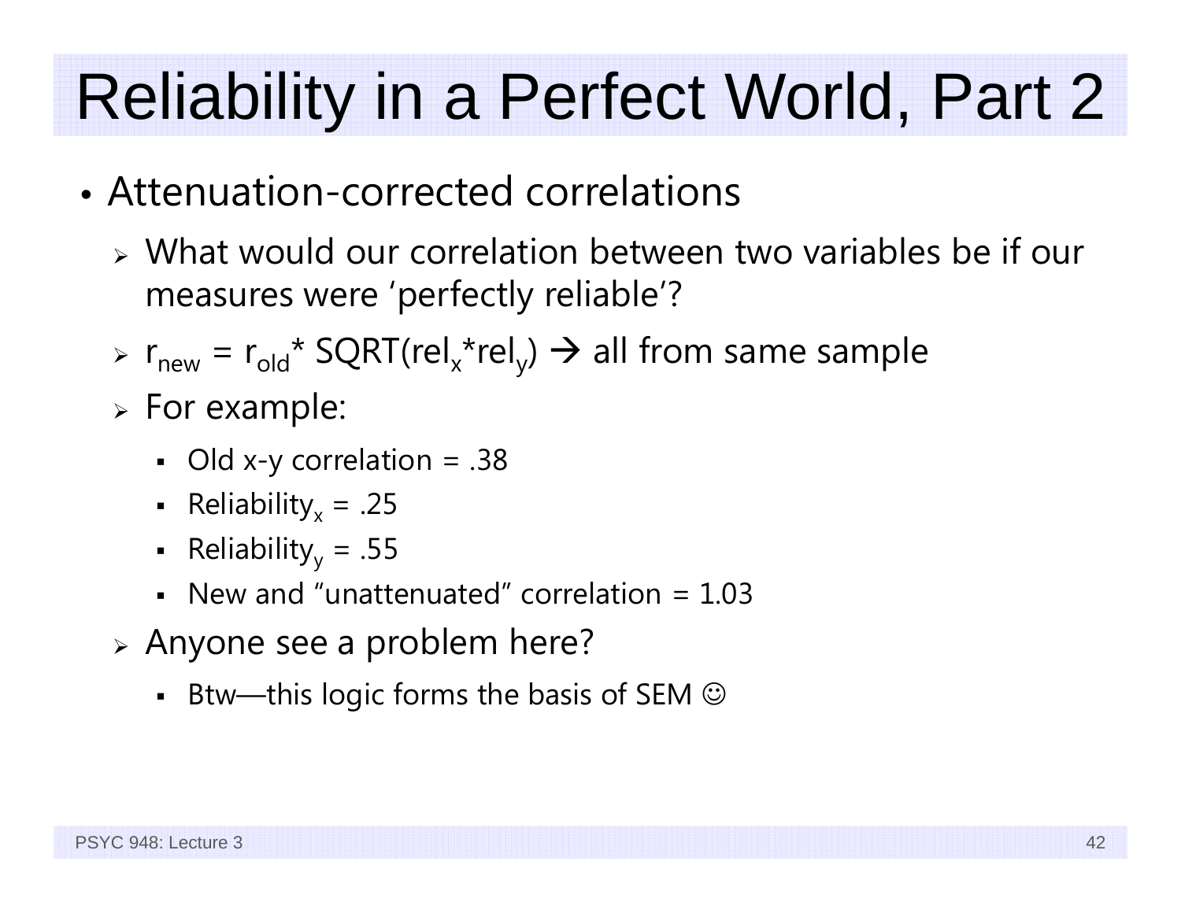# Reliability in a Perfect World, Part 2

- Attenuation-corrected correlations
  - What would our correlation between two variables be if our measures were 'perfectly reliable'?
  - $r_{new} = r_{old} * SQRT(rel_x * rel_y)$ → all from same sample
  - For example:
    - Old x-y correlation = .38
    - $Reliability_x$ = .25
    - $Reliability_y$ = .55
    - New and "unattenuated" correlation = 1.03
  - Anyone see a problem here?
    - Btw—this logic forms the basis of SEM ☺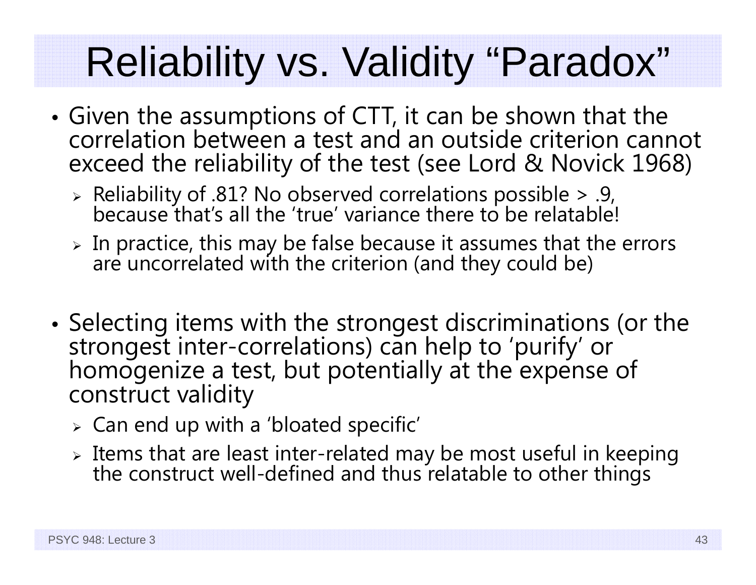# Reliability vs. Validity "Paradox"

- Given the assumptions of CTT, it can be shown that the correlation between a test and an outside criterion cannot exceed the reliability of the test (see Lord & Novick 1968)
  - Reliability of .81? No observed correlations possible > .9, because that's all the 'true' variance there to be relatable!
  - In practice, this may be false because it assumes that the errors are uncorrelated with the criterion (and they could be)

- Selecting items with the strongest discriminations (or the strongest inter-correlations) can help to 'purify' or homogenize a test, but potentially at the expense of construct validity
  - Can end up with a 'bloated specific'
  - Items that are least inter-related may be most useful in keeping the construct well-defined and thus relatable to other things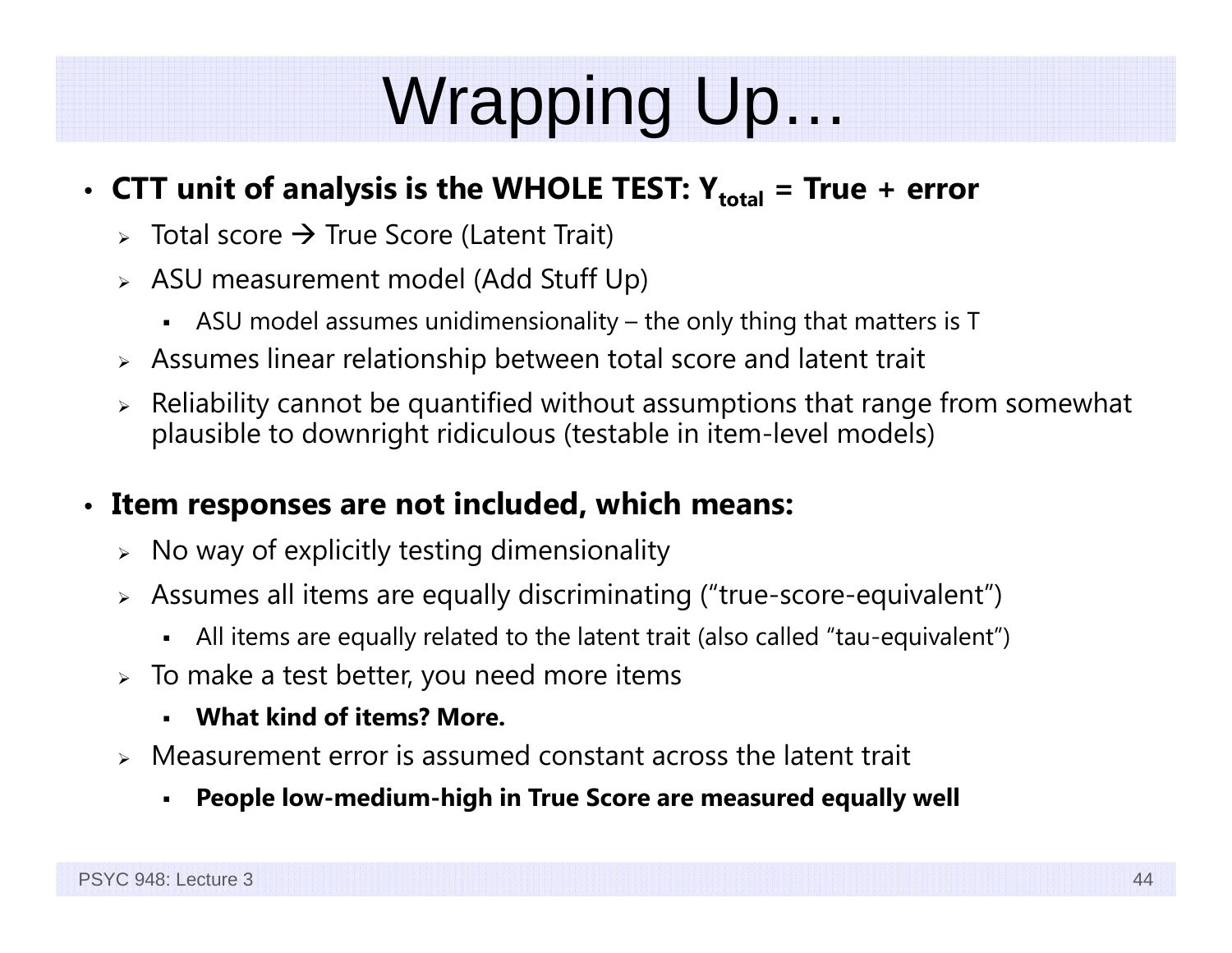# Wrapping Up…

- **CTT unit of analysis is the WHOLE TEST: $Y_{total}$ = True + error**
  - Total score → True Score (Latent Trait)
  - ASU measurement model (Add Stuff Up)
    - ASU model assumes unidimensionality – the only thing that matters is T
  - Assumes linear relationship between total score and latent trait
  - Reliability cannot be quantified without assumptions that range from somewhat plausible to downright ridiculous (testable in item-level models)

- **Item responses are not included, which means:**
  - No way of explicitly testing dimensionality
  - Assumes all items are equally discriminating ("true-score-equivalent")
    - All items are equally related to the latent trait (also called "tau-equivalent")
  - To make a test better, you need more items
    - **What kind of items? More.**
  - Measurement error is assumed constant across the latent trait
    - **People low-medium-high in True Score are measured equally well**